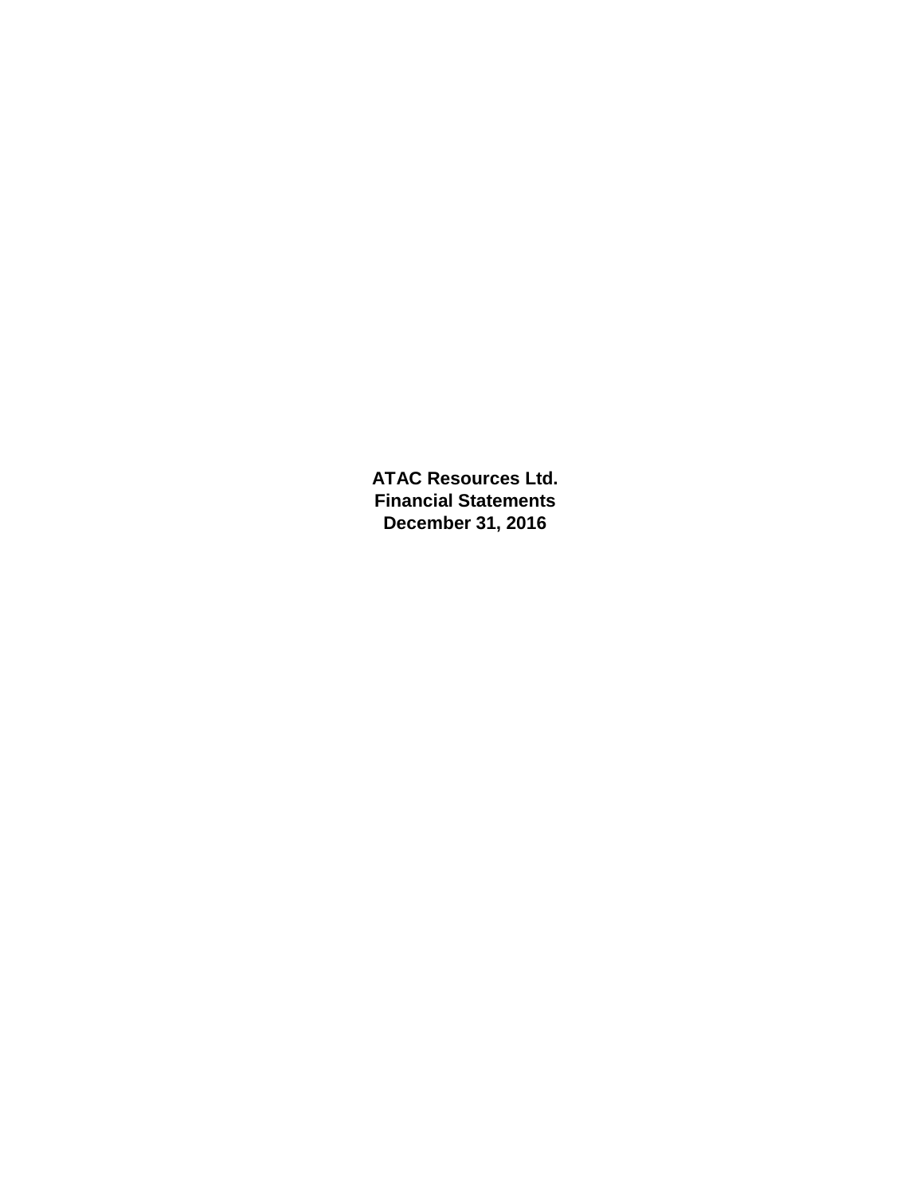# ATAC Resources Ltd.
# Financial Statements
# December 31, 2016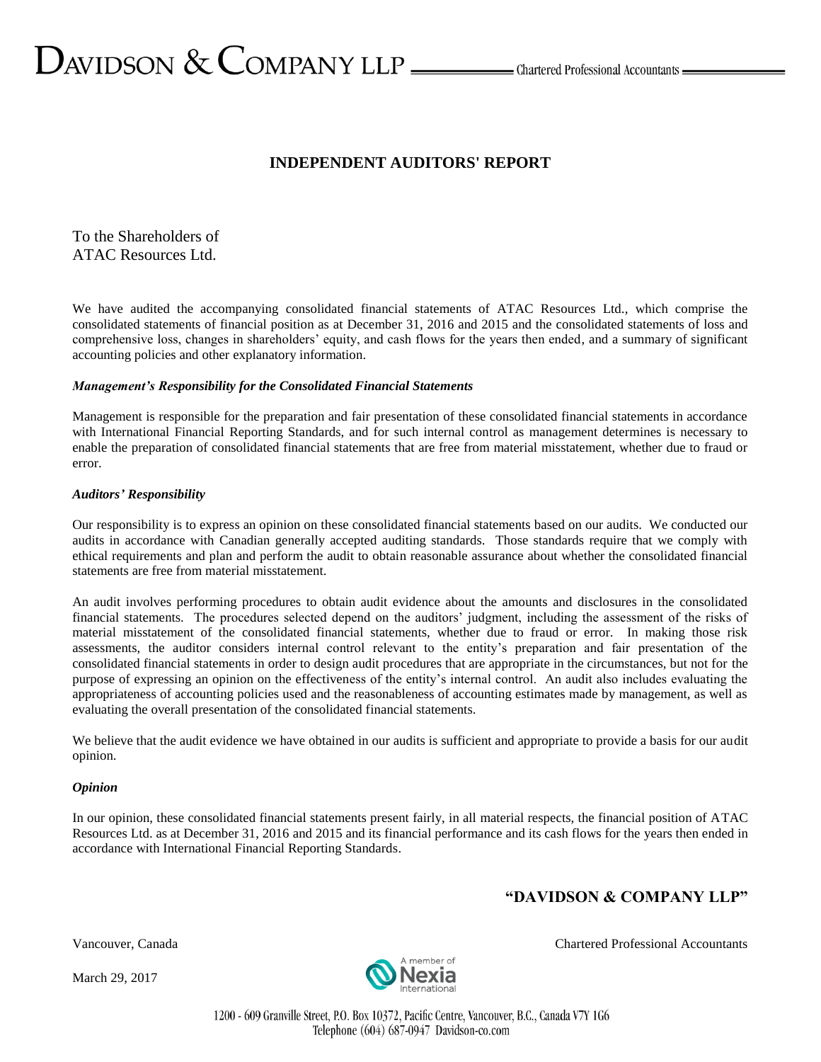DAVIDSON & COMPANY LLP — Chartered Professional Accountants

# INDEPENDENT AUDITORS' REPORT

To the Shareholders of
ATAC Resources Ltd.

We have audited the accompanying consolidated financial statements of ATAC Resources Ltd., which comprise the consolidated statements of financial position as at December 31, 2016 and 2015 and the consolidated statements of loss and comprehensive loss, changes in shareholders' equity, and cash flows for the years then ended, and a summary of significant accounting policies and other explanatory information.

***Management's Responsibility for the Consolidated Financial Statements***

Management is responsible for the preparation and fair presentation of these consolidated financial statements in accordance with International Financial Reporting Standards, and for such internal control as management determines is necessary to enable the preparation of consolidated financial statements that are free from material misstatement, whether due to fraud or error.

***Auditors' Responsibility***

Our responsibility is to express an opinion on these consolidated financial statements based on our audits. We conducted our audits in accordance with Canadian generally accepted auditing standards. Those standards require that we comply with ethical requirements and plan and perform the audit to obtain reasonable assurance about whether the consolidated financial statements are free from material misstatement.

An audit involves performing procedures to obtain audit evidence about the amounts and disclosures in the consolidated financial statements. The procedures selected depend on the auditors' judgment, including the assessment of the risks of material misstatement of the consolidated financial statements, whether due to fraud or error. In making those risk assessments, the auditor considers internal control relevant to the entity's preparation and fair presentation of the consolidated financial statements in order to design audit procedures that are appropriate in the circumstances, but not for the purpose of expressing an opinion on the effectiveness of the entity's internal control. An audit also includes evaluating the appropriateness of accounting policies used and the reasonableness of accounting estimates made by management, as well as evaluating the overall presentation of the consolidated financial statements.

We believe that the audit evidence we have obtained in our audits is sufficient and appropriate to provide a basis for our audit opinion.

***Opinion***

In our opinion, these consolidated financial statements present fairly, in all material respects, the financial position of ATAC Resources Ltd. as at December 31, 2016 and 2015 and its financial performance and its cash flows for the years then ended in accordance with International Financial Reporting Standards.

**"DAVIDSON & COMPANY LLP"**

Vancouver, Canada

Chartered Professional Accountants

March 29, 2017

A member of Nexia International

1200 - 609 Granville Street, P.O. Box 10372, Pacific Centre, Vancouver, B.C., Canada V7Y 1G6
Telephone (604) 687-0947 Davidson-co.com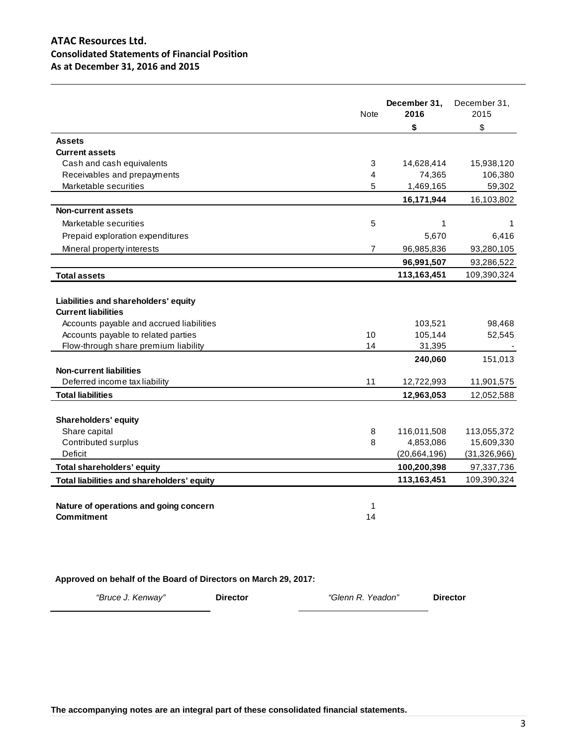# ATAC Resources Ltd.
## Consolidated Statements of Financial Position
### As at December 31, 2016 and 2015

| | Note | December 31, 2016 | December 31, 2015 |
|---|---|---|---|
| | | **$** | $ |
| **Assets** | | | |
| **Current assets** | | | |
| Cash and cash equivalents | 3 | 14,628,414 | 15,938,120 |
| Receivables and prepayments | 4 | 74,365 | 106,380 |
| Marketable securities | 5 | 1,469,165 | 59,302 |
| | | **16,171,944** | 16,103,802 |
| **Non-current assets** | | | |
| Marketable securities | 5 | 1 | 1 |
| Prepaid exploration expenditures | | 5,670 | 6,416 |
| Mineral property interests | 7 | 96,985,836 | 93,280,105 |
| | | **96,991,507** | 93,286,522 |
| **Total assets** | | **113,163,451** | 109,390,324 |
| | | | |
| **Liabilities and shareholders' equity** | | | |
| **Current liabilities** | | | |
| Accounts payable and accrued liabilities | | 103,521 | 98,468 |
| Accounts payable to related parties | 10 | 105,144 | 52,545 |
| Flow-through share premium liability | 14 | 31,395 | - |
| | | **240,060** | 151,013 |
| **Non-current liabilities** | | | |
| Deferred income tax liability | 11 | 12,722,993 | 11,901,575 |
| **Total liabilities** | | **12,963,053** | 12,052,588 |
| | | | |
| **Shareholders' equity** | | | |
| Share capital | 8 | 116,011,508 | 113,055,372 |
| Contributed surplus | 8 | 4,853,086 | 15,609,330 |
| Deficit | | (20,664,196) | (31,326,966) |
| **Total shareholders' equity** | | **100,200,398** | 97,337,736 |
| **Total liabilities and shareholders' equity** | | **113,163,451** | 109,390,324 |
| | | | |
| **Nature of operations and going concern** | 1 | | |
| **Commitment** | 14 | | |

**Approved on behalf of the Board of Directors on March 29, 2017:**

*"Bruce J. Kenway"* **Director** *"Glenn R. Yeadon"* **Director**

**The accompanying notes are an integral part of these consolidated financial statements.**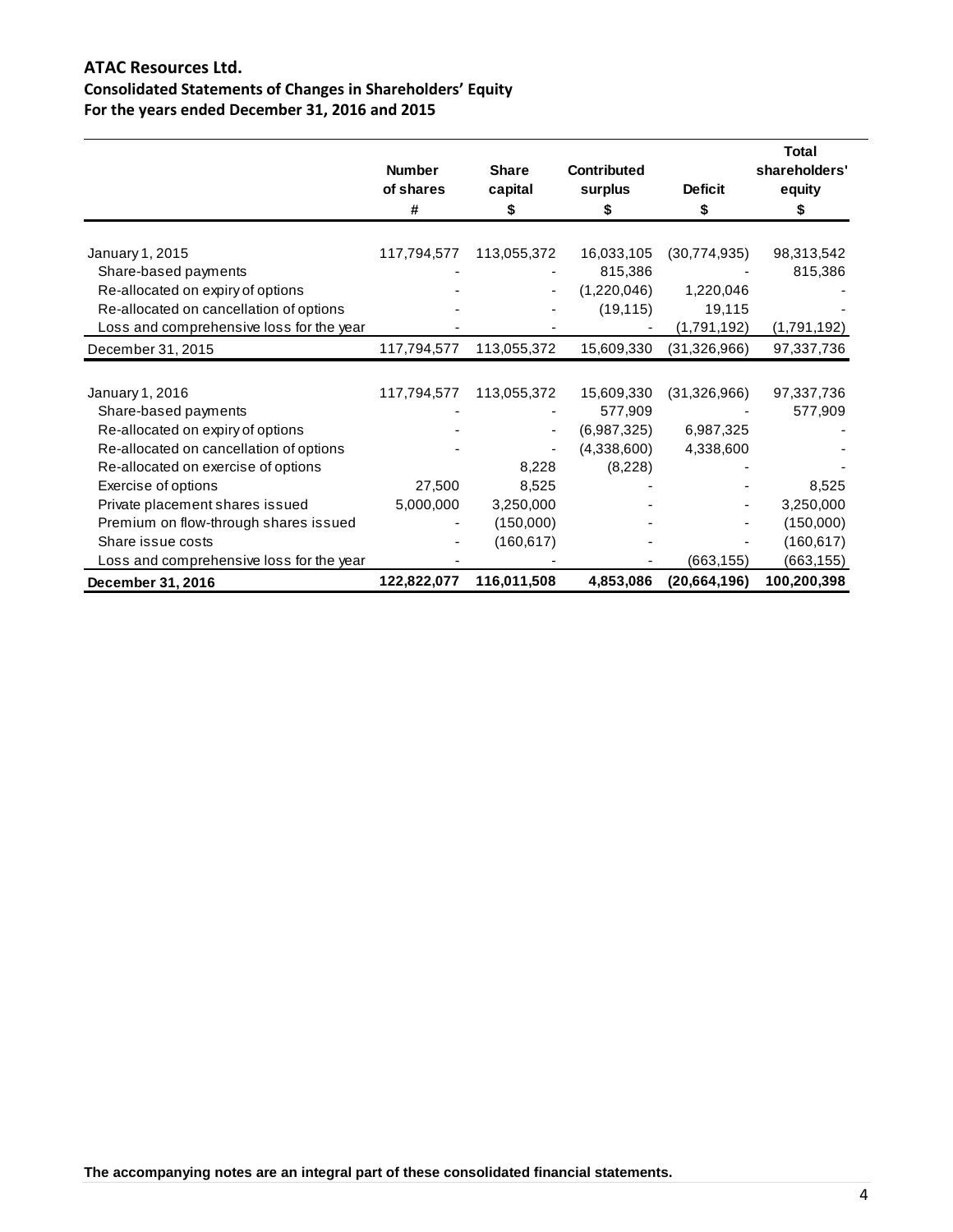## ATAC Resources Ltd.

### Consolidated Statements of Changes in Shareholders' Equity

### For the years ended December 31, 2016 and 2015

| | Number of shares | Share capital | Contributed surplus | Deficit | Total shareholders' equity |
|---|---|---|---|---|---|
| | # | $ | $ | $ | $ |
| January 1, 2015 | 117,794,577 | 113,055,372 | 16,033,105 | (30,774,935) | 98,313,542 |
| Share-based payments | - | - | 815,386 | - | 815,386 |
| Re-allocated on expiry of options | - | - | (1,220,046) | 1,220,046 | - |
| Re-allocated on cancellation of options | - | - | (19,115) | 19,115 | - |
| Loss and comprehensive loss for the year | - | - | - | (1,791,192) | (1,791,192) |
| December 31, 2015 | 117,794,577 | 113,055,372 | 15,609,330 | (31,326,966) | 97,337,736 |
| | | | | | |
| January 1, 2016 | 117,794,577 | 113,055,372 | 15,609,330 | (31,326,966) | 97,337,736 |
| Share-based payments | - | - | 577,909 | - | 577,909 |
| Re-allocated on expiry of options | - | - | (6,987,325) | 6,987,325 | - |
| Re-allocated on cancellation of options | - | - | (4,338,600) | 4,338,600 | - |
| Re-allocated on exercise of options | - | 8,228 | (8,228) | - | - |
| Exercise of options | 27,500 | 8,525 | - | - | 8,525 |
| Private placement shares issued | 5,000,000 | 3,250,000 | - | - | 3,250,000 |
| Premium on flow-through shares issued | - | (150,000) | - | - | (150,000) |
| Share issue costs | - | (160,617) | - | - | (160,617) |
| Loss and comprehensive loss for the year | - | - | - | (663,155) | (663,155) |
| **December 31, 2016** | **122,822,077** | **116,011,508** | **4,853,086** | **(20,664,196)** | **100,200,398** |

**The accompanying notes are an integral part of these consolidated financial statements.**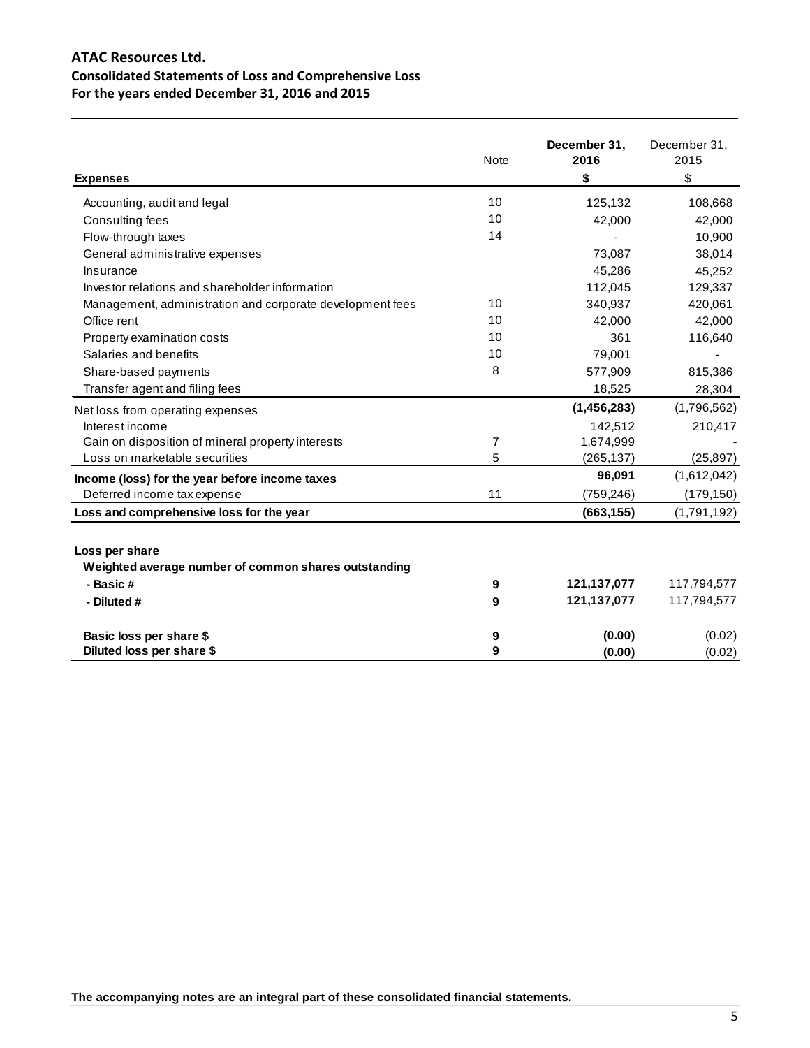## ATAC Resources Ltd.

### Consolidated Statements of Loss and Comprehensive Loss

### For the years ended December 31, 2016 and 2015

| | Note | December 31, 2016 | December 31, 2015 |
|---|---|---|---|
| **Expenses** | | **$** | $ |
| Accounting, audit and legal | 10 | 125,132 | 108,668 |
| Consulting fees | 10 | 42,000 | 42,000 |
| Flow-through taxes | 14 | - | 10,900 |
| General administrative expenses | | 73,087 | 38,014 |
| Insurance | | 45,286 | 45,252 |
| Investor relations and shareholder information | | 112,045 | 129,337 |
| Management, administration and corporate development fees | 10 | 340,937 | 420,061 |
| Office rent | 10 | 42,000 | 42,000 |
| Property examination costs | 10 | 361 | 116,640 |
| Salaries and benefits | 10 | 79,001 | - |
| Share-based payments | 8 | 577,909 | 815,386 |
| Transfer agent and filing fees | | 18,525 | 28,304 |
| Net loss from operating expenses | | **(1,456,283)** | (1,796,562) |
| Interest income | | 142,512 | 210,417 |
| Gain on disposition of mineral property interests | 7 | 1,674,999 | - |
| Loss on marketable securities | 5 | (265,137) | (25,897) |
| **Income (loss) for the year before income taxes** | | **96,091** | (1,612,042) |
| Deferred income tax expense | 11 | (759,246) | (179,150) |
| **Loss and comprehensive loss for the year** | | **(663,155)** | (1,791,192) |
| | | | |
| **Loss per share** | | | |
| **Weighted average number of common shares outstanding** | | | |
| **- Basic #** | **9** | **121,137,077** | 117,794,577 |
| **- Diluted #** | **9** | **121,137,077** | 117,794,577 |
| | | | |
| **Basic loss per share $** | **9** | **(0.00)** | (0.02) |
| **Diluted loss per share $** | **9** | **(0.00)** | (0.02) |

**The accompanying notes are an integral part of these consolidated financial statements.**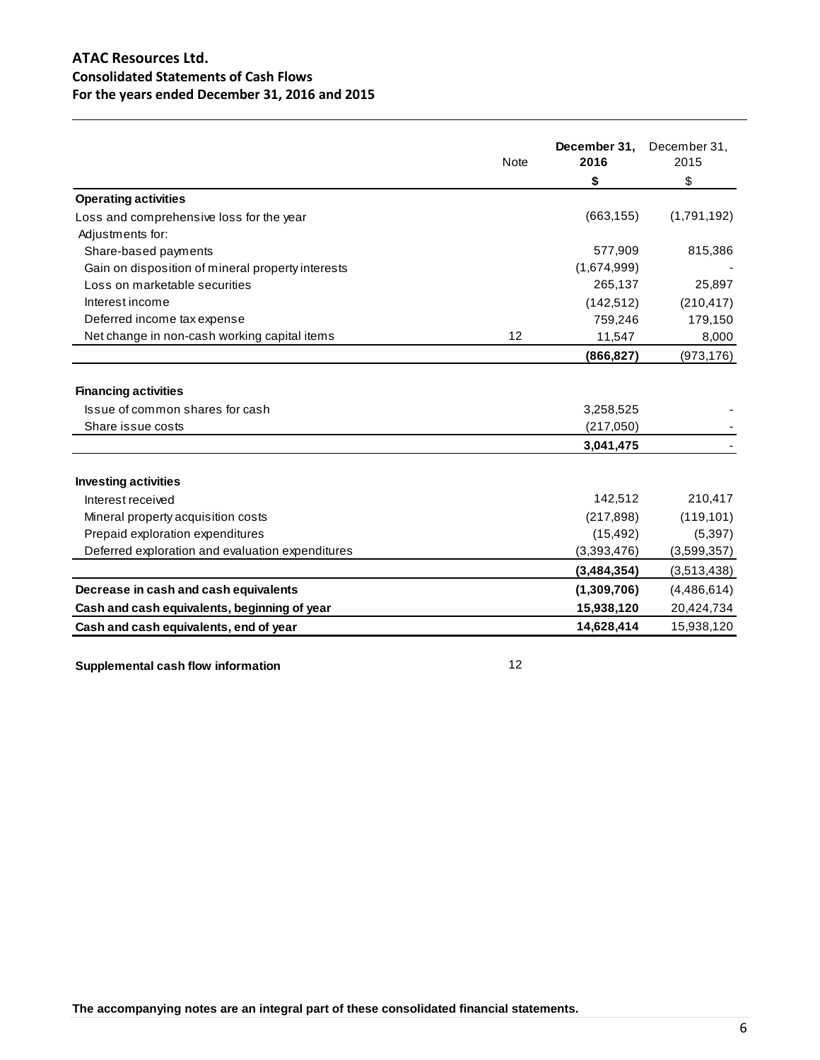## ATAC Resources Ltd.
### Consolidated Statements of Cash Flows
### For the years ended December 31, 2016 and 2015

| | Note | December 31, 2016 | December 31, 2015 |
|---|---|---|---|
| | | **$** | $ |
| **Operating activities** | | | |
| Loss and comprehensive loss for the year | | (663,155) | (1,791,192) |
| Adjustments for: | | | |
| Share-based payments | | 577,909 | 815,386 |
| Gain on disposition of mineral property interests | | (1,674,999) | - |
| Loss on marketable securities | | 265,137 | 25,897 |
| Interest income | | (142,512) | (210,417) |
| Deferred income tax expense | | 759,246 | 179,150 |
| Net change in non-cash working capital items | 12 | 11,547 | 8,000 |
| | | **(866,827)** | (973,176) |
| **Financing activities** | | | |
| Issue of common shares for cash | | 3,258,525 | - |
| Share issue costs | | (217,050) | - |
| | | **3,041,475** | - |
| **Investing activities** | | | |
| Interest received | | 142,512 | 210,417 |
| Mineral property acquisition costs | | (217,898) | (119,101) |
| Prepaid exploration expenditures | | (15,492) | (5,397) |
| Deferred exploration and evaluation expenditures | | (3,393,476) | (3,599,357) |
| | | **(3,484,354)** | (3,513,438) |
| **Decrease in cash and cash equivalents** | | **(1,309,706)** | (4,486,614) |
| **Cash and cash equivalents, beginning of year** | | **15,938,120** | 20,424,734 |
| **Cash and cash equivalents, end of year** | | **14,628,414** | 15,938,120 |

**Supplemental cash flow information** 12

**The accompanying notes are an integral part of these consolidated financial statements.**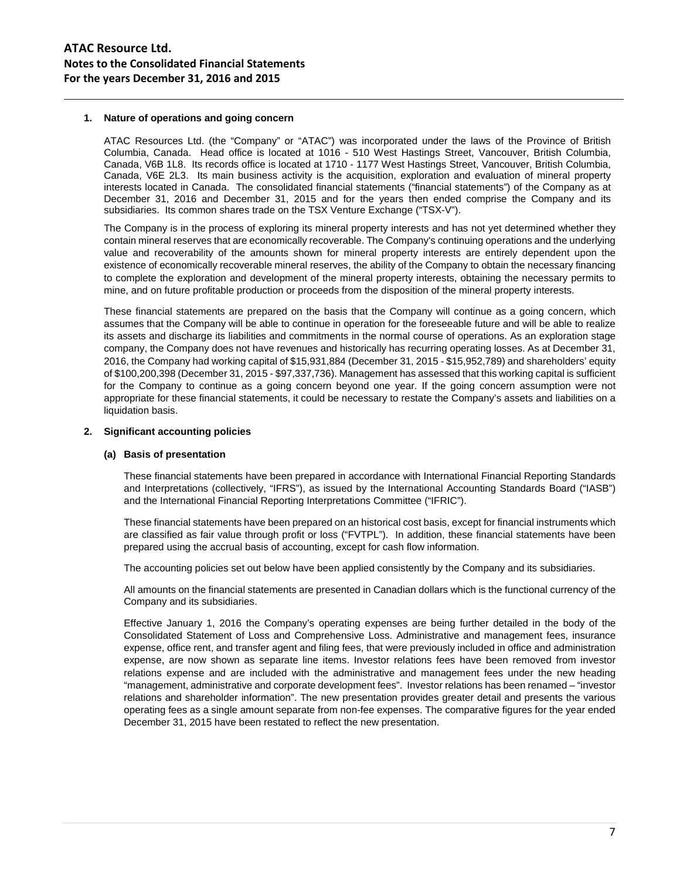### 1. Nature of operations and going concern

ATAC Resources Ltd. (the "Company" or "ATAC") was incorporated under the laws of the Province of British Columbia, Canada. Head office is located at 1016 - 510 West Hastings Street, Vancouver, British Columbia, Canada, V6B 1L8. Its records office is located at 1710 - 1177 West Hastings Street, Vancouver, British Columbia, Canada, V6E 2L3. Its main business activity is the acquisition, exploration and evaluation of mineral property interests located in Canada. The consolidated financial statements ("financial statements") of the Company as at December 31, 2016 and December 31, 2015 and for the years then ended comprise the Company and its subsidiaries. Its common shares trade on the TSX Venture Exchange ("TSX-V").

The Company is in the process of exploring its mineral property interests and has not yet determined whether they contain mineral reserves that are economically recoverable. The Company's continuing operations and the underlying value and recoverability of the amounts shown for mineral property interests are entirely dependent upon the existence of economically recoverable mineral reserves, the ability of the Company to obtain the necessary financing to complete the exploration and development of the mineral property interests, obtaining the necessary permits to mine, and on future profitable production or proceeds from the disposition of the mineral property interests.

These financial statements are prepared on the basis that the Company will continue as a going concern, which assumes that the Company will be able to continue in operation for the foreseeable future and will be able to realize its assets and discharge its liabilities and commitments in the normal course of operations. As an exploration stage company, the Company does not have revenues and historically has recurring operating losses. As at December 31, 2016, the Company had working capital of $15,931,884 (December 31, 2015 - $15,952,789) and shareholders' equity of $100,200,398 (December 31, 2015 - $97,337,736). Management has assessed that this working capital is sufficient for the Company to continue as a going concern beyond one year. If the going concern assumption were not appropriate for these financial statements, it could be necessary to restate the Company's assets and liabilities on a liquidation basis.

### 2. Significant accounting policies

#### (a) Basis of presentation

These financial statements have been prepared in accordance with International Financial Reporting Standards and Interpretations (collectively, "IFRS"), as issued by the International Accounting Standards Board ("IASB") and the International Financial Reporting Interpretations Committee ("IFRIC").

These financial statements have been prepared on an historical cost basis, except for financial instruments which are classified as fair value through profit or loss ("FVTPL"). In addition, these financial statements have been prepared using the accrual basis of accounting, except for cash flow information.

The accounting policies set out below have been applied consistently by the Company and its subsidiaries.

All amounts on the financial statements are presented in Canadian dollars which is the functional currency of the Company and its subsidiaries.

Effective January 1, 2016 the Company's operating expenses are being further detailed in the body of the Consolidated Statement of Loss and Comprehensive Loss. Administrative and management fees, insurance expense, office rent, and transfer agent and filing fees, that were previously included in office and administration expense, are now shown as separate line items. Investor relations fees have been removed from investor relations expense and are included with the administrative and management fees under the new heading "management, administrative and corporate development fees". Investor relations has been renamed – "investor relations and shareholder information". The new presentation provides greater detail and presents the various operating fees as a single amount separate from non-fee expenses. The comparative figures for the year ended December 31, 2015 have been restated to reflect the new presentation.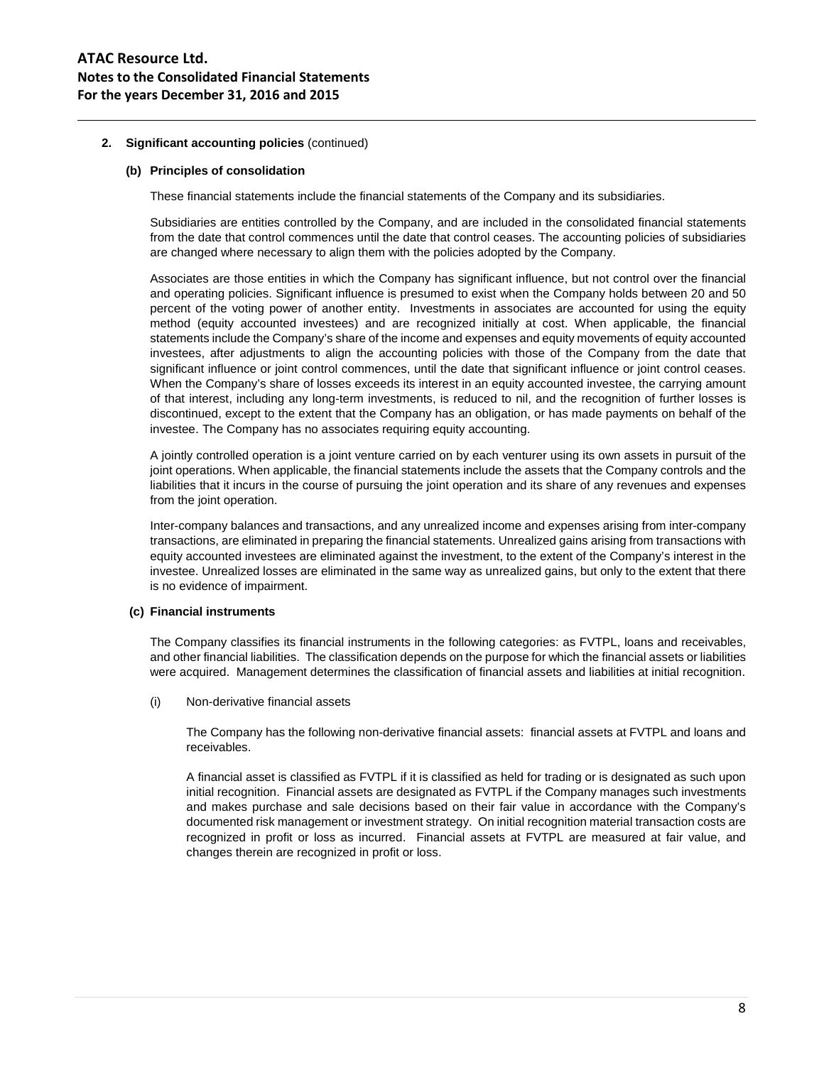**2. Significant accounting policies** (continued)

**(b) Principles of consolidation**

These financial statements include the financial statements of the Company and its subsidiaries.

Subsidiaries are entities controlled by the Company, and are included in the consolidated financial statements from the date that control commences until the date that control ceases. The accounting policies of subsidiaries are changed where necessary to align them with the policies adopted by the Company.

Associates are those entities in which the Company has significant influence, but not control over the financial and operating policies. Significant influence is presumed to exist when the Company holds between 20 and 50 percent of the voting power of another entity. Investments in associates are accounted for using the equity method (equity accounted investees) and are recognized initially at cost. When applicable, the financial statements include the Company's share of the income and expenses and equity movements of equity accounted investees, after adjustments to align the accounting policies with those of the Company from the date that significant influence or joint control commences, until the date that significant influence or joint control ceases. When the Company's share of losses exceeds its interest in an equity accounted investee, the carrying amount of that interest, including any long-term investments, is reduced to nil, and the recognition of further losses is discontinued, except to the extent that the Company has an obligation, or has made payments on behalf of the investee. The Company has no associates requiring equity accounting.

A jointly controlled operation is a joint venture carried on by each venturer using its own assets in pursuit of the joint operations. When applicable, the financial statements include the assets that the Company controls and the liabilities that it incurs in the course of pursuing the joint operation and its share of any revenues and expenses from the joint operation.

Inter-company balances and transactions, and any unrealized income and expenses arising from inter-company transactions, are eliminated in preparing the financial statements. Unrealized gains arising from transactions with equity accounted investees are eliminated against the investment, to the extent of the Company's interest in the investee. Unrealized losses are eliminated in the same way as unrealized gains, but only to the extent that there is no evidence of impairment.

**(c) Financial instruments**

The Company classifies its financial instruments in the following categories: as FVTPL, loans and receivables, and other financial liabilities. The classification depends on the purpose for which the financial assets or liabilities were acquired. Management determines the classification of financial assets and liabilities at initial recognition.

(i) Non-derivative financial assets

The Company has the following non-derivative financial assets: financial assets at FVTPL and loans and receivables.

A financial asset is classified as FVTPL if it is classified as held for trading or is designated as such upon initial recognition. Financial assets are designated as FVTPL if the Company manages such investments and makes purchase and sale decisions based on their fair value in accordance with the Company's documented risk management or investment strategy. On initial recognition material transaction costs are recognized in profit or loss as incurred. Financial assets at FVTPL are measured at fair value, and changes therein are recognized in profit or loss.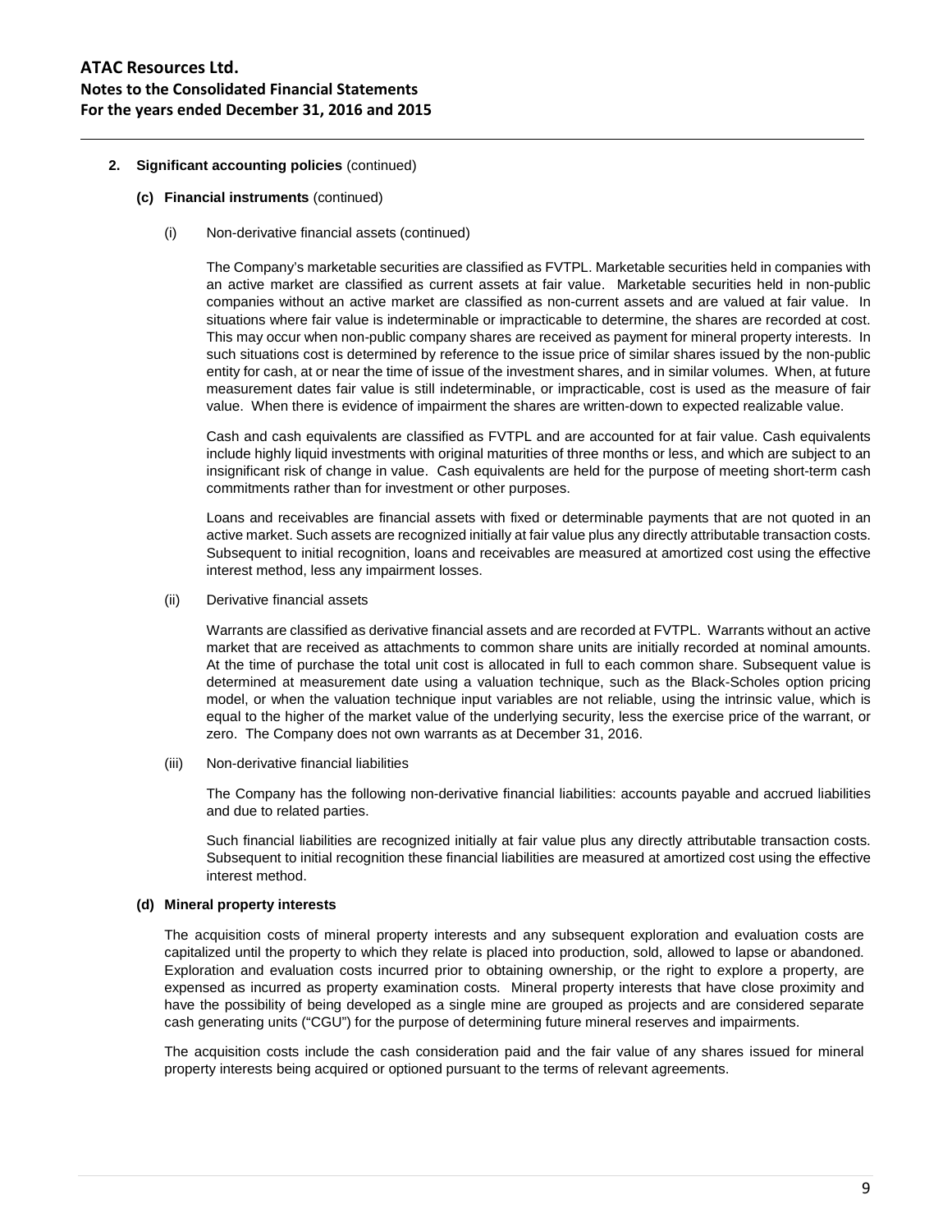**2. Significant accounting policies** (continued)

**(c) Financial instruments** (continued)

(i) Non-derivative financial assets (continued)

The Company's marketable securities are classified as FVTPL. Marketable securities held in companies with an active market are classified as current assets at fair value. Marketable securities held in non-public companies without an active market are classified as non-current assets and are valued at fair value. In situations where fair value is indeterminable or impracticable to determine, the shares are recorded at cost. This may occur when non-public company shares are received as payment for mineral property interests. In such situations cost is determined by reference to the issue price of similar shares issued by the non-public entity for cash, at or near the time of issue of the investment shares, and in similar volumes. When, at future measurement dates fair value is still indeterminable, or impracticable, cost is used as the measure of fair value. When there is evidence of impairment the shares are written-down to expected realizable value.

Cash and cash equivalents are classified as FVTPL and are accounted for at fair value. Cash equivalents include highly liquid investments with original maturities of three months or less, and which are subject to an insignificant risk of change in value. Cash equivalents are held for the purpose of meeting short-term cash commitments rather than for investment or other purposes.

Loans and receivables are financial assets with fixed or determinable payments that are not quoted in an active market. Such assets are recognized initially at fair value plus any directly attributable transaction costs. Subsequent to initial recognition, loans and receivables are measured at amortized cost using the effective interest method, less any impairment losses.

(ii) Derivative financial assets

Warrants are classified as derivative financial assets and are recorded at FVTPL. Warrants without an active market that are received as attachments to common share units are initially recorded at nominal amounts. At the time of purchase the total unit cost is allocated in full to each common share. Subsequent value is determined at measurement date using a valuation technique, such as the Black-Scholes option pricing model, or when the valuation technique input variables are not reliable, using the intrinsic value, which is equal to the higher of the market value of the underlying security, less the exercise price of the warrant, or zero. The Company does not own warrants as at December 31, 2016.

(iii) Non-derivative financial liabilities

The Company has the following non-derivative financial liabilities: accounts payable and accrued liabilities and due to related parties.

Such financial liabilities are recognized initially at fair value plus any directly attributable transaction costs. Subsequent to initial recognition these financial liabilities are measured at amortized cost using the effective interest method.

**(d) Mineral property interests**

The acquisition costs of mineral property interests and any subsequent exploration and evaluation costs are capitalized until the property to which they relate is placed into production, sold, allowed to lapse or abandoned. Exploration and evaluation costs incurred prior to obtaining ownership, or the right to explore a property, are expensed as incurred as property examination costs. Mineral property interests that have close proximity and have the possibility of being developed as a single mine are grouped as projects and are considered separate cash generating units ("CGU") for the purpose of determining future mineral reserves and impairments.

The acquisition costs include the cash consideration paid and the fair value of any shares issued for mineral property interests being acquired or optioned pursuant to the terms of relevant agreements.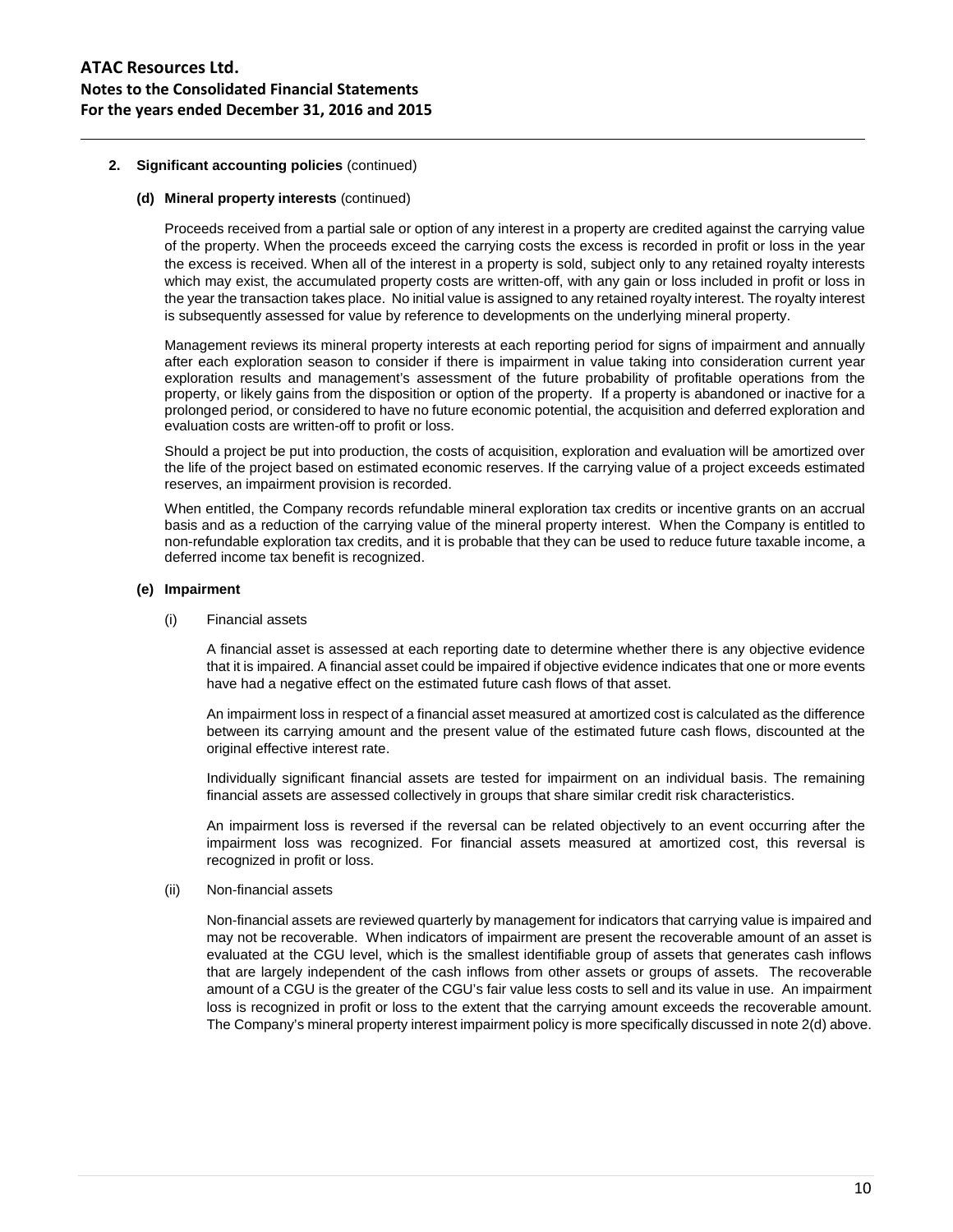**2. Significant accounting policies** (continued)

**(d) Mineral property interests** (continued)

Proceeds received from a partial sale or option of any interest in a property are credited against the carrying value of the property. When the proceeds exceed the carrying costs the excess is recorded in profit or loss in the year the excess is received. When all of the interest in a property is sold, subject only to any retained royalty interests which may exist, the accumulated property costs are written-off, with any gain or loss included in profit or loss in the year the transaction takes place. No initial value is assigned to any retained royalty interest. The royalty interest is subsequently assessed for value by reference to developments on the underlying mineral property.

Management reviews its mineral property interests at each reporting period for signs of impairment and annually after each exploration season to consider if there is impairment in value taking into consideration current year exploration results and management's assessment of the future probability of profitable operations from the property, or likely gains from the disposition or option of the property. If a property is abandoned or inactive for a prolonged period, or considered to have no future economic potential, the acquisition and deferred exploration and evaluation costs are written-off to profit or loss.

Should a project be put into production, the costs of acquisition, exploration and evaluation will be amortized over the life of the project based on estimated economic reserves. If the carrying value of a project exceeds estimated reserves, an impairment provision is recorded.

When entitled, the Company records refundable mineral exploration tax credits or incentive grants on an accrual basis and as a reduction of the carrying value of the mineral property interest. When the Company is entitled to non-refundable exploration tax credits, and it is probable that they can be used to reduce future taxable income, a deferred income tax benefit is recognized.

**(e) Impairment**

(i) Financial assets

A financial asset is assessed at each reporting date to determine whether there is any objective evidence that it is impaired. A financial asset could be impaired if objective evidence indicates that one or more events have had a negative effect on the estimated future cash flows of that asset.

An impairment loss in respect of a financial asset measured at amortized cost is calculated as the difference between its carrying amount and the present value of the estimated future cash flows, discounted at the original effective interest rate.

Individually significant financial assets are tested for impairment on an individual basis. The remaining financial assets are assessed collectively in groups that share similar credit risk characteristics.

An impairment loss is reversed if the reversal can be related objectively to an event occurring after the impairment loss was recognized. For financial assets measured at amortized cost, this reversal is recognized in profit or loss.

(ii) Non-financial assets

Non-financial assets are reviewed quarterly by management for indicators that carrying value is impaired and may not be recoverable. When indicators of impairment are present the recoverable amount of an asset is evaluated at the CGU level, which is the smallest identifiable group of assets that generates cash inflows that are largely independent of the cash inflows from other assets or groups of assets. The recoverable amount of a CGU is the greater of the CGU's fair value less costs to sell and its value in use. An impairment loss is recognized in profit or loss to the extent that the carrying amount exceeds the recoverable amount. The Company's mineral property interest impairment policy is more specifically discussed in note 2(d) above.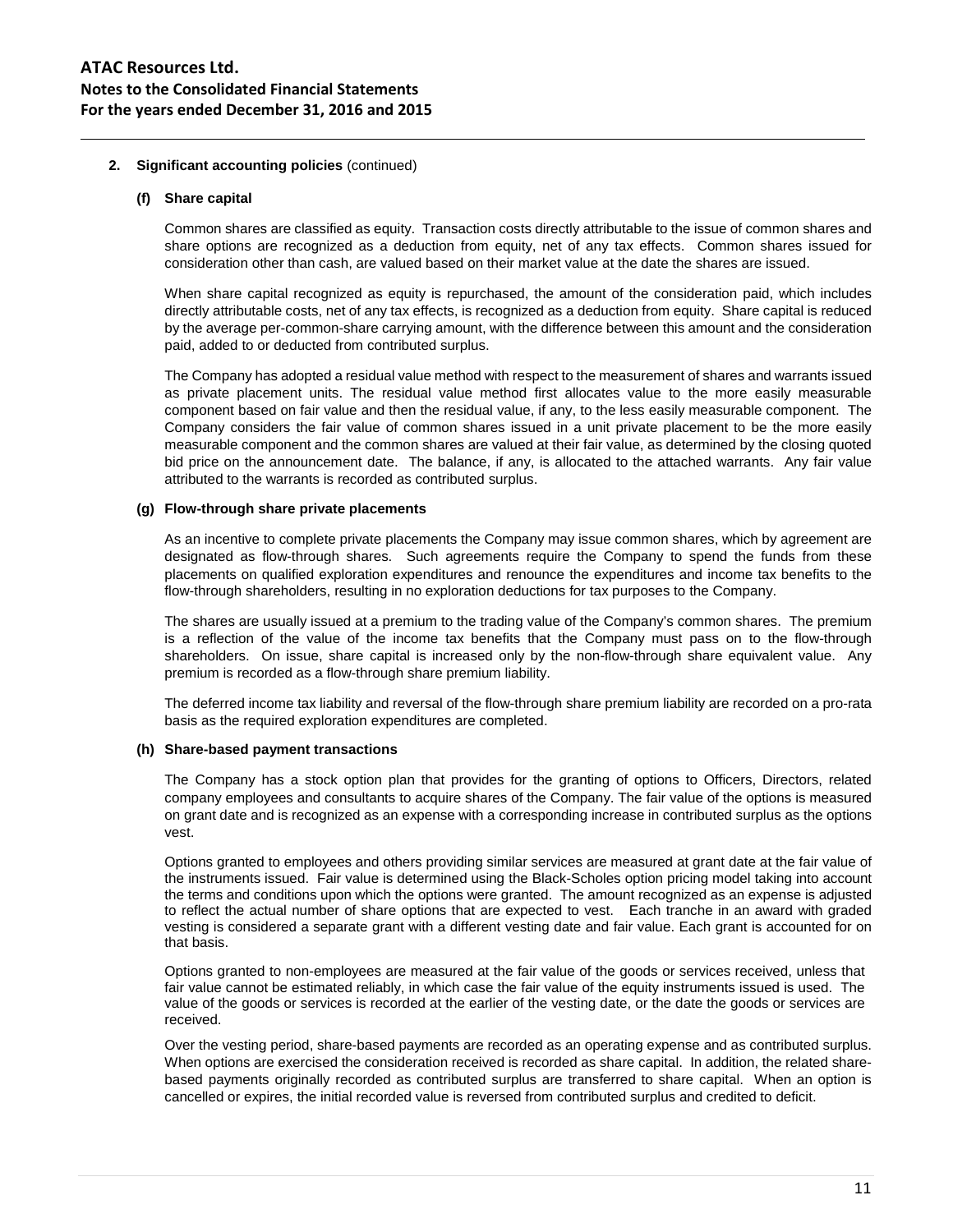**2. Significant accounting policies** (continued)

**(f) Share capital**

Common shares are classified as equity. Transaction costs directly attributable to the issue of common shares and share options are recognized as a deduction from equity, net of any tax effects. Common shares issued for consideration other than cash, are valued based on their market value at the date the shares are issued.

When share capital recognized as equity is repurchased, the amount of the consideration paid, which includes directly attributable costs, net of any tax effects, is recognized as a deduction from equity. Share capital is reduced by the average per-common-share carrying amount, with the difference between this amount and the consideration paid, added to or deducted from contributed surplus.

The Company has adopted a residual value method with respect to the measurement of shares and warrants issued as private placement units. The residual value method first allocates value to the more easily measurable component based on fair value and then the residual value, if any, to the less easily measurable component. The Company considers the fair value of common shares issued in a unit private placement to be the more easily measurable component and the common shares are valued at their fair value, as determined by the closing quoted bid price on the announcement date. The balance, if any, is allocated to the attached warrants. Any fair value attributed to the warrants is recorded as contributed surplus.

**(g) Flow-through share private placements**

As an incentive to complete private placements the Company may issue common shares, which by agreement are designated as flow-through shares. Such agreements require the Company to spend the funds from these placements on qualified exploration expenditures and renounce the expenditures and income tax benefits to the flow-through shareholders, resulting in no exploration deductions for tax purposes to the Company.

The shares are usually issued at a premium to the trading value of the Company's common shares. The premium is a reflection of the value of the income tax benefits that the Company must pass on to the flow-through shareholders. On issue, share capital is increased only by the non-flow-through share equivalent value. Any premium is recorded as a flow-through share premium liability.

The deferred income tax liability and reversal of the flow-through share premium liability are recorded on a pro-rata basis as the required exploration expenditures are completed.

**(h) Share-based payment transactions**

The Company has a stock option plan that provides for the granting of options to Officers, Directors, related company employees and consultants to acquire shares of the Company. The fair value of the options is measured on grant date and is recognized as an expense with a corresponding increase in contributed surplus as the options vest.

Options granted to employees and others providing similar services are measured at grant date at the fair value of the instruments issued. Fair value is determined using the Black-Scholes option pricing model taking into account the terms and conditions upon which the options were granted. The amount recognized as an expense is adjusted to reflect the actual number of share options that are expected to vest. Each tranche in an award with graded vesting is considered a separate grant with a different vesting date and fair value. Each grant is accounted for on that basis.

Options granted to non-employees are measured at the fair value of the goods or services received, unless that fair value cannot be estimated reliably, in which case the fair value of the equity instruments issued is used. The value of the goods or services is recorded at the earlier of the vesting date, or the date the goods or services are received.

Over the vesting period, share-based payments are recorded as an operating expense and as contributed surplus. When options are exercised the consideration received is recorded as share capital. In addition, the related share-based payments originally recorded as contributed surplus are transferred to share capital. When an option is cancelled or expires, the initial recorded value is reversed from contributed surplus and credited to deficit.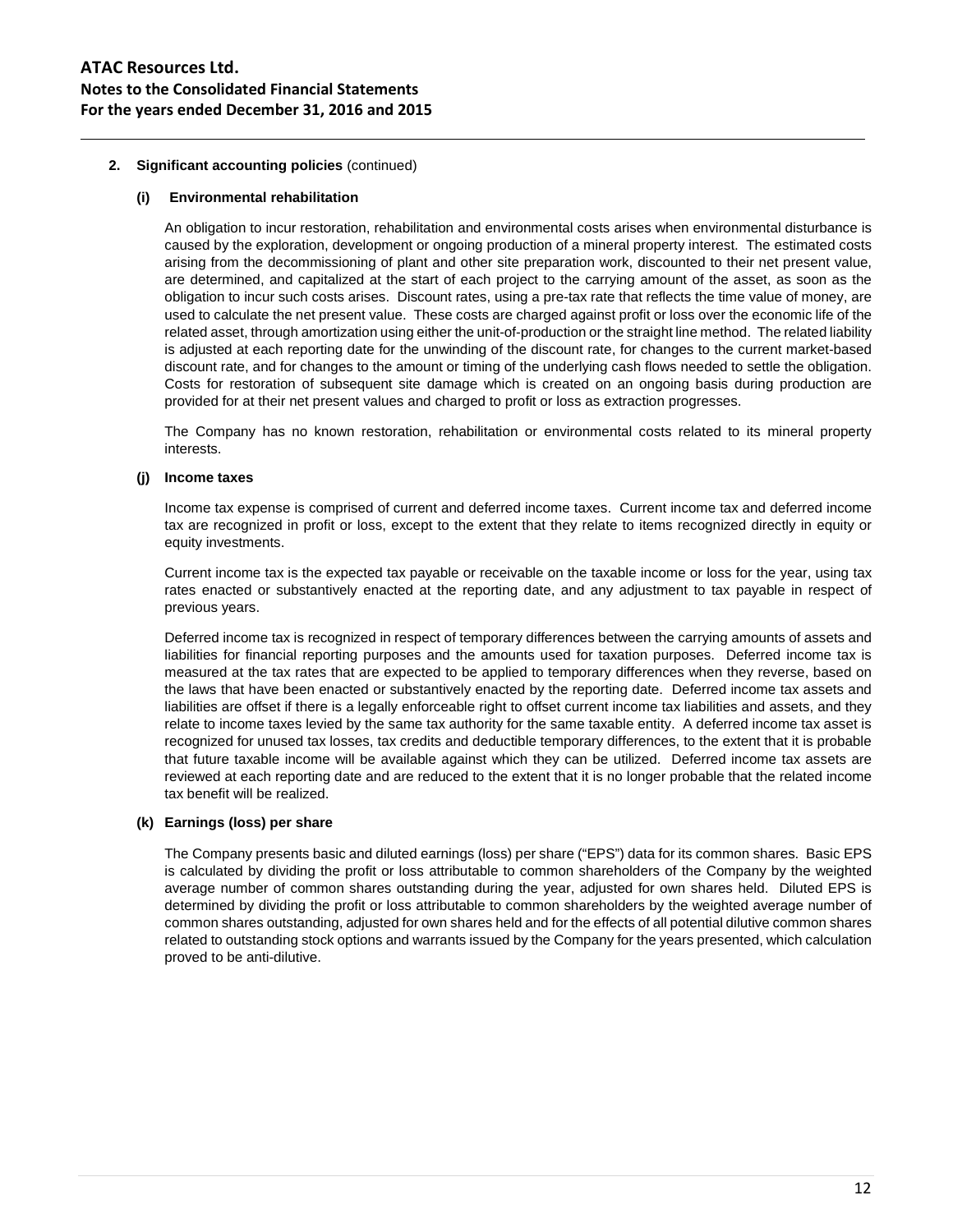**2. Significant accounting policies** (continued)

**(i) Environmental rehabilitation**

An obligation to incur restoration, rehabilitation and environmental costs arises when environmental disturbance is caused by the exploration, development or ongoing production of a mineral property interest. The estimated costs arising from the decommissioning of plant and other site preparation work, discounted to their net present value, are determined, and capitalized at the start of each project to the carrying amount of the asset, as soon as the obligation to incur such costs arises. Discount rates, using a pre-tax rate that reflects the time value of money, are used to calculate the net present value. These costs are charged against profit or loss over the economic life of the related asset, through amortization using either the unit-of-production or the straight line method. The related liability is adjusted at each reporting date for the unwinding of the discount rate, for changes to the current market-based discount rate, and for changes to the amount or timing of the underlying cash flows needed to settle the obligation. Costs for restoration of subsequent site damage which is created on an ongoing basis during production are provided for at their net present values and charged to profit or loss as extraction progresses.

The Company has no known restoration, rehabilitation or environmental costs related to its mineral property interests.

**(j) Income taxes**

Income tax expense is comprised of current and deferred income taxes. Current income tax and deferred income tax are recognized in profit or loss, except to the extent that they relate to items recognized directly in equity or equity investments.

Current income tax is the expected tax payable or receivable on the taxable income or loss for the year, using tax rates enacted or substantively enacted at the reporting date, and any adjustment to tax payable in respect of previous years.

Deferred income tax is recognized in respect of temporary differences between the carrying amounts of assets and liabilities for financial reporting purposes and the amounts used for taxation purposes. Deferred income tax is measured at the tax rates that are expected to be applied to temporary differences when they reverse, based on the laws that have been enacted or substantively enacted by the reporting date. Deferred income tax assets and liabilities are offset if there is a legally enforceable right to offset current income tax liabilities and assets, and they relate to income taxes levied by the same tax authority for the same taxable entity. A deferred income tax asset is recognized for unused tax losses, tax credits and deductible temporary differences, to the extent that it is probable that future taxable income will be available against which they can be utilized. Deferred income tax assets are reviewed at each reporting date and are reduced to the extent that it is no longer probable that the related income tax benefit will be realized.

**(k) Earnings (loss) per share**

The Company presents basic and diluted earnings (loss) per share ("EPS") data for its common shares. Basic EPS is calculated by dividing the profit or loss attributable to common shareholders of the Company by the weighted average number of common shares outstanding during the year, adjusted for own shares held. Diluted EPS is determined by dividing the profit or loss attributable to common shareholders by the weighted average number of common shares outstanding, adjusted for own shares held and for the effects of all potential dilutive common shares related to outstanding stock options and warrants issued by the Company for the years presented, which calculation proved to be anti-dilutive.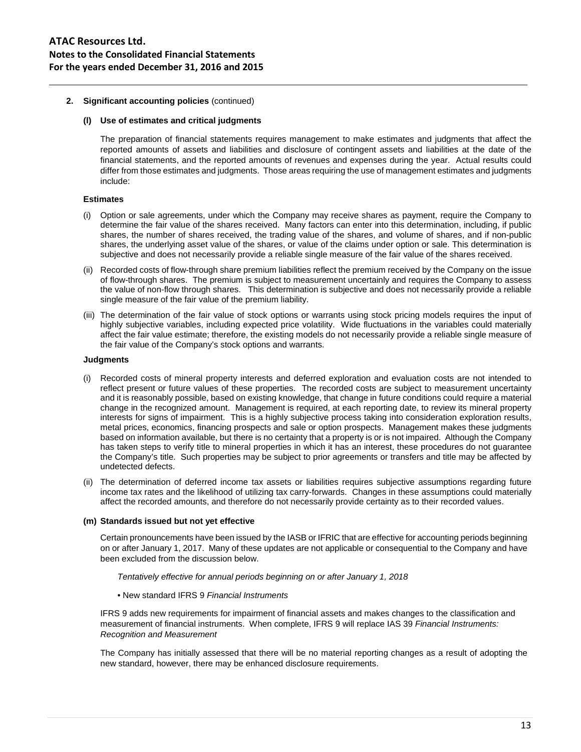**2. Significant accounting policies** (continued)

**(l) Use of estimates and critical judgments**

The preparation of financial statements requires management to make estimates and judgments that affect the reported amounts of assets and liabilities and disclosure of contingent assets and liabilities at the date of the financial statements, and the reported amounts of revenues and expenses during the year. Actual results could differ from those estimates and judgments. Those areas requiring the use of management estimates and judgments include:

**Estimates**

(i) Option or sale agreements, under which the Company may receive shares as payment, require the Company to determine the fair value of the shares received. Many factors can enter into this determination, including, if public shares, the number of shares received, the trading value of the shares, and volume of shares, and if non-public shares, the underlying asset value of the shares, or value of the claims under option or sale. This determination is subjective and does not necessarily provide a reliable single measure of the fair value of the shares received.

(ii) Recorded costs of flow-through share premium liabilities reflect the premium received by the Company on the issue of flow-through shares. The premium is subject to measurement uncertainly and requires the Company to assess the value of non-flow through shares. This determination is subjective and does not necessarily provide a reliable single measure of the fair value of the premium liability.

(iii) The determination of the fair value of stock options or warrants using stock pricing models requires the input of highly subjective variables, including expected price volatility. Wide fluctuations in the variables could materially affect the fair value estimate; therefore, the existing models do not necessarily provide a reliable single measure of the fair value of the Company's stock options and warrants.

**Judgments**

(i) Recorded costs of mineral property interests and deferred exploration and evaluation costs are not intended to reflect present or future values of these properties. The recorded costs are subject to measurement uncertainty and it is reasonably possible, based on existing knowledge, that change in future conditions could require a material change in the recognized amount. Management is required, at each reporting date, to review its mineral property interests for signs of impairment. This is a highly subjective process taking into consideration exploration results, metal prices, economics, financing prospects and sale or option prospects. Management makes these judgments based on information available, but there is no certainty that a property is or is not impaired. Although the Company has taken steps to verify title to mineral properties in which it has an interest, these procedures do not guarantee the Company's title. Such properties may be subject to prior agreements or transfers and title may be affected by undetected defects.

(ii) The determination of deferred income tax assets or liabilities requires subjective assumptions regarding future income tax rates and the likelihood of utilizing tax carry-forwards. Changes in these assumptions could materially affect the recorded amounts, and therefore do not necessarily provide certainty as to their recorded values.

**(m) Standards issued but not yet effective**

Certain pronouncements have been issued by the IASB or IFRIC that are effective for accounting periods beginning on or after January 1, 2017. Many of these updates are not applicable or consequential to the Company and have been excluded from the discussion below.

*Tentatively effective for annual periods beginning on or after January 1, 2018*

- New standard IFRS 9 *Financial Instruments*

IFRS 9 adds new requirements for impairment of financial assets and makes changes to the classification and measurement of financial instruments. When complete, IFRS 9 will replace IAS 39 *Financial Instruments: Recognition and Measurement*

The Company has initially assessed that there will be no material reporting changes as a result of adopting the new standard, however, there may be enhanced disclosure requirements.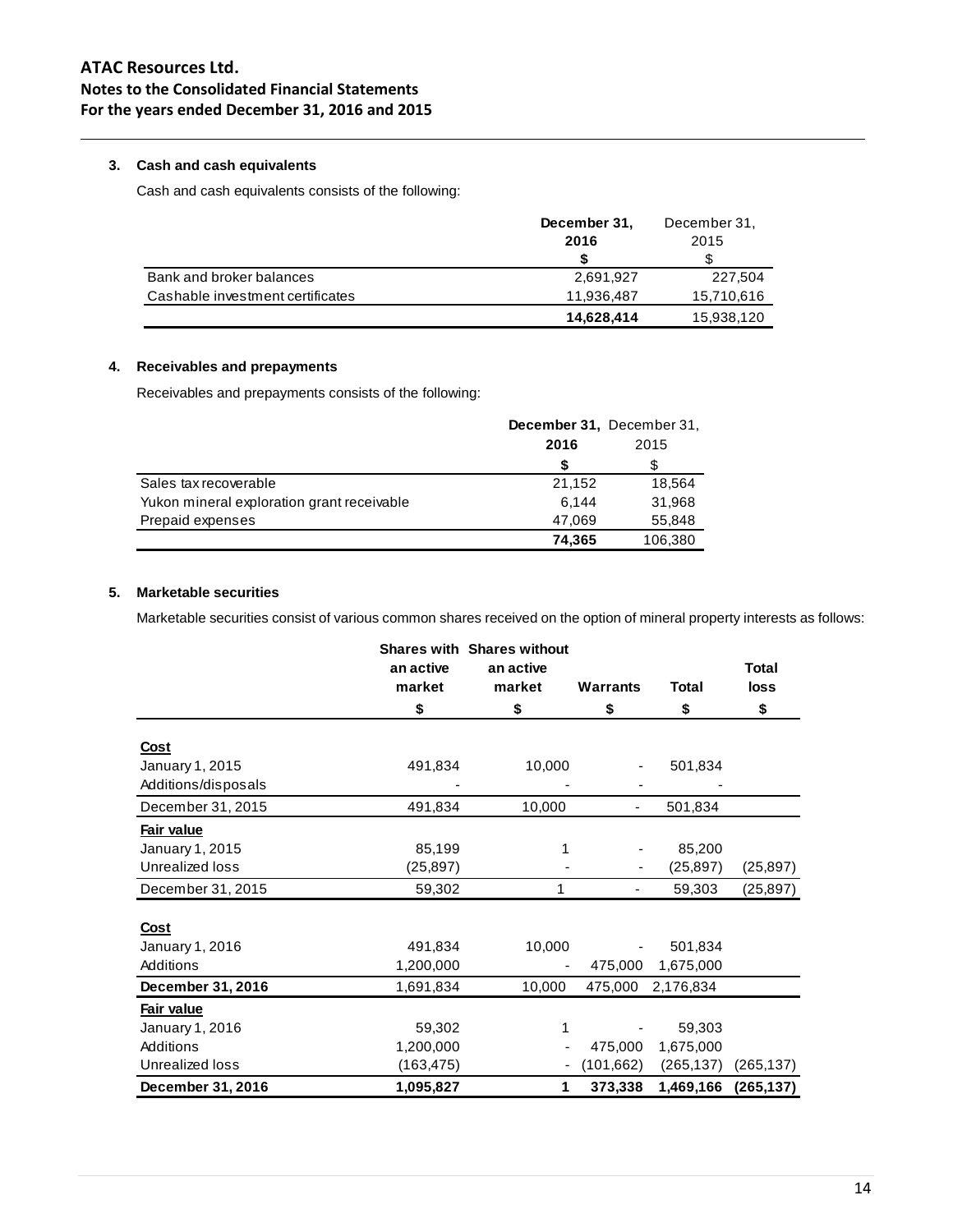## ATAC Resources Ltd.
## Notes to the Consolidated Financial Statements
## For the years ended December 31, 2016 and 2015

### 3. Cash and cash equivalents

Cash and cash equivalents consists of the following:

| | **December 31, 2016** | December 31, 2015 |
|---|---|---|
| | **$** | $ |
| Bank and broker balances | 2,691,927 | 227,504 |
| Cashable investment certificates | 11,936,487 | 15,710,616 |
| | **14,628,414** | 15,938,120 |

### 4. Receivables and prepayments

Receivables and prepayments consists of the following:

| | **December 31, 2016** | December 31, 2015 |
|---|---|---|
| | **$** | $ |
| Sales tax recoverable | 21,152 | 18,564 |
| Yukon mineral exploration grant receivable | 6,144 | 31,968 |
| Prepaid expenses | 47,069 | 55,848 |
| | **74,365** | 106,380 |

### 5. Marketable securities

Marketable securities consist of various common shares received on the option of mineral property interests as follows:

| | **Shares with an active market** | **Shares without an active market** | **Warrants** | **Total** | **Total loss** |
|---|---|---|---|---|---|
| | **$** | **$** | **$** | **$** | **$** |
| **Cost** | | | | | |
| January 1, 2015 | 491,834 | 10,000 | - | 501,834 | |
| Additions/disposals | - | - | - | - | |
| December 31, 2015 | 491,834 | 10,000 | - | 501,834 | |
| **Fair value** | | | | | |
| January 1, 2015 | 85,199 | 1 | - | 85,200 | |
| Unrealized loss | (25,897) | - | - | (25,897) | (25,897) |
| December 31, 2015 | 59,302 | 1 | - | 59,303 | (25,897) |
| **Cost** | | | | | |
| January 1, 2016 | 491,834 | 10,000 | - | 501,834 | |
| Additions | 1,200,000 | - | 475,000 | 1,675,000 | |
| **December 31, 2016** | 1,691,834 | 10,000 | 475,000 | 2,176,834 | |
| **Fair value** | | | | | |
| January 1, 2016 | 59,302 | 1 | - | 59,303 | |
| Additions | 1,200,000 | - | 475,000 | 1,675,000 | |
| Unrealized loss | (163,475) | - | (101,662) | (265,137) | (265,137) |
| **December 31, 2016** | **1,095,827** | **1** | **373,338** | **1,469,166** | **(265,137)** |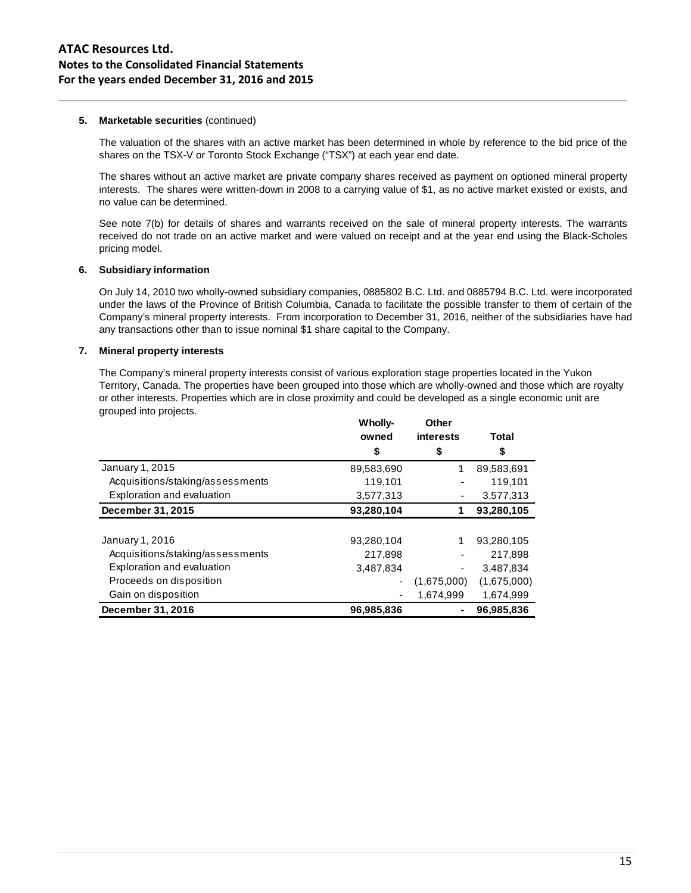**5. Marketable securities** (continued)

The valuation of the shares with an active market has been determined in whole by reference to the bid price of the shares on the TSX-V or Toronto Stock Exchange ("TSX") at each year end date.

The shares without an active market are private company shares received as payment on optioned mineral property interests. The shares were written-down in 2008 to a carrying value of $1, as no active market existed or exists, and no value can be determined.

See note 7(b) for details of shares and warrants received on the sale of mineral property interests. The warrants received do not trade on an active market and were valued on receipt and at the year end using the Black-Scholes pricing model.

**6. Subsidiary information**

On July 14, 2010 two wholly-owned subsidiary companies, 0885802 B.C. Ltd. and 0885794 B.C. Ltd. were incorporated under the laws of the Province of British Columbia, Canada to facilitate the possible transfer to them of certain of the Company's mineral property interests. From incorporation to December 31, 2016, neither of the subsidiaries have had any transactions other than to issue nominal $1 share capital to the Company.

**7. Mineral property interests**

The Company's mineral property interests consist of various exploration stage properties located in the Yukon Territory, Canada. The properties have been grouped into those which are wholly-owned and those which are royalty or other interests. Properties which are in close proximity and could be developed as a single economic unit are grouped into projects.

| | Wholly-owned | Other interests | Total |
|---|---|---|---|
| | $ | $ | $ |
| January 1, 2015 | 89,583,690 | 1 | 89,583,691 |
| Acquisitions/staking/assessments | 119,101 | - | 119,101 |
| Exploration and evaluation | 3,577,313 | - | 3,577,313 |
| **December 31, 2015** | **93,280,104** | **1** | **93,280,105** |
| | | | |
| January 1, 2016 | 93,280,104 | 1 | 93,280,105 |
| Acquisitions/staking/assessments | 217,898 | - | 217,898 |
| Exploration and evaluation | 3,487,834 | - | 3,487,834 |
| Proceeds on disposition | - | (1,675,000) | (1,675,000) |
| Gain on disposition | - | 1,674,999 | 1,674,999 |
| **December 31, 2016** | **96,985,836** | **-** | **96,985,836** |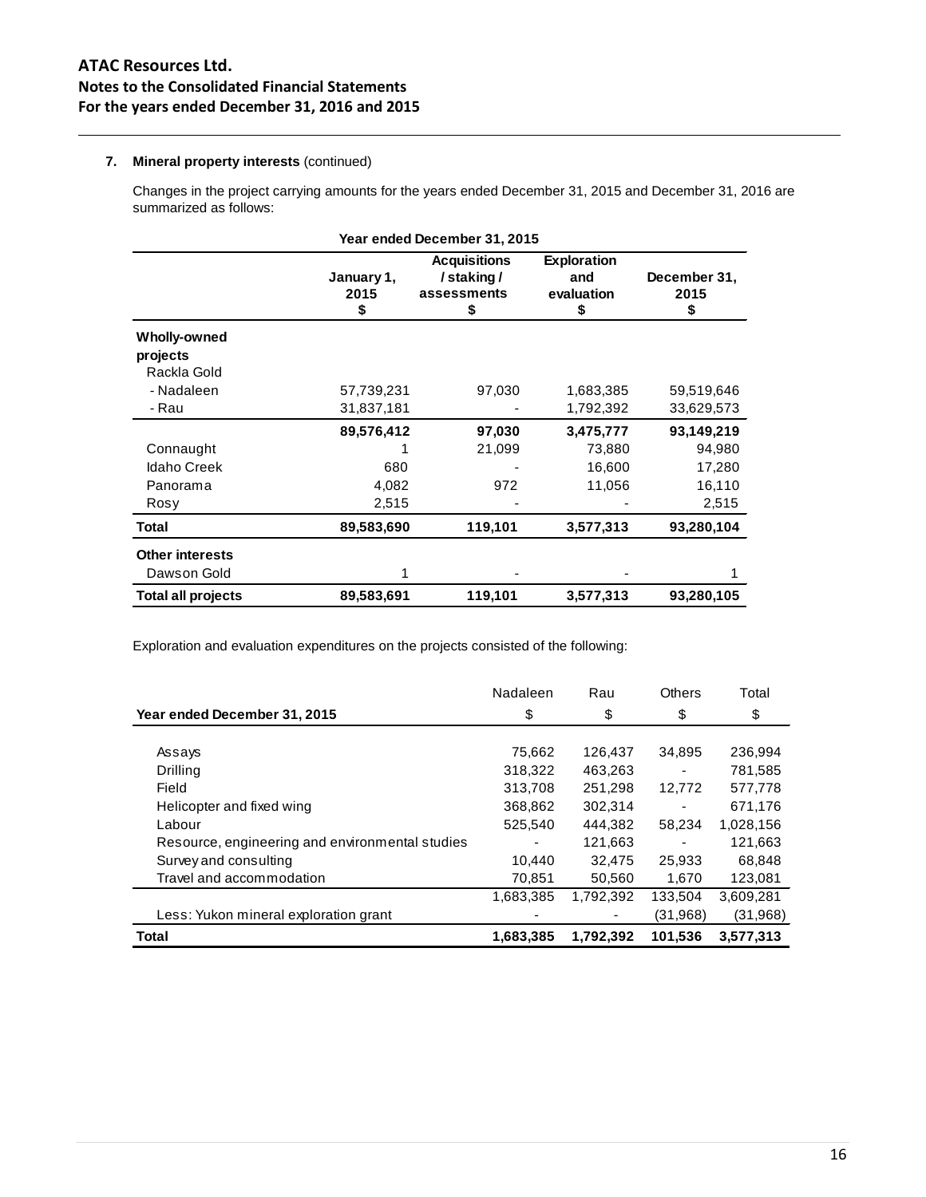ATAC Resources Ltd.
Notes to the Consolidated Financial Statements
For the years ended December 31, 2016 and 2015

**7. Mineral property interests** (continued)

Changes in the project carrying amounts for the years ended December 31, 2015 and December 31, 2016 are summarized as follows:

**Year ended December 31, 2015**

| | January 1, 2015 $ | Acquisitions / staking / assessments $ | Exploration and evaluation $ | December 31, 2015 $ |
|---|---|---|---|---|
| **Wholly-owned projects** | | | | |
| Rackla Gold | | | | |
| - Nadaleen | 57,739,231 | 97,030 | 1,683,385 | 59,519,646 |
| - Rau | 31,837,181 | - | 1,792,392 | 33,629,573 |
| | **89,576,412** | **97,030** | **3,475,777** | **93,149,219** |
| Connaught | 1 | 21,099 | 73,880 | 94,980 |
| Idaho Creek | 680 | - | 16,600 | 17,280 |
| Panorama | 4,082 | 972 | 11,056 | 16,110 |
| Rosy | 2,515 | - | - | 2,515 |
| **Total** | **89,583,690** | **119,101** | **3,577,313** | **93,280,104** |
| **Other interests** | | | | |
| Dawson Gold | 1 | - | - | 1 |
| **Total all projects** | **89,583,691** | **119,101** | **3,577,313** | **93,280,105** |

Exploration and evaluation expenditures on the projects consisted of the following:

| **Year ended December 31, 2015** | Nadaleen $ | Rau $ | Others $ | Total $ |
|---|---|---|---|---|
| Assays | 75,662 | 126,437 | 34,895 | 236,994 |
| Drilling | 318,322 | 463,263 | - | 781,585 |
| Field | 313,708 | 251,298 | 12,772 | 577,778 |
| Helicopter and fixed wing | 368,862 | 302,314 | - | 671,176 |
| Labour | 525,540 | 444,382 | 58,234 | 1,028,156 |
| Resource, engineering and environmental studies | - | 121,663 | - | 121,663 |
| Survey and consulting | 10,440 | 32,475 | 25,933 | 68,848 |
| Travel and accommodation | 70,851 | 50,560 | 1,670 | 123,081 |
| | 1,683,385 | 1,792,392 | 133,504 | 3,609,281 |
| Less: Yukon mineral exploration grant | - | - | (31,968) | (31,968) |
| **Total** | **1,683,385** | **1,792,392** | **101,536** | **3,577,313** |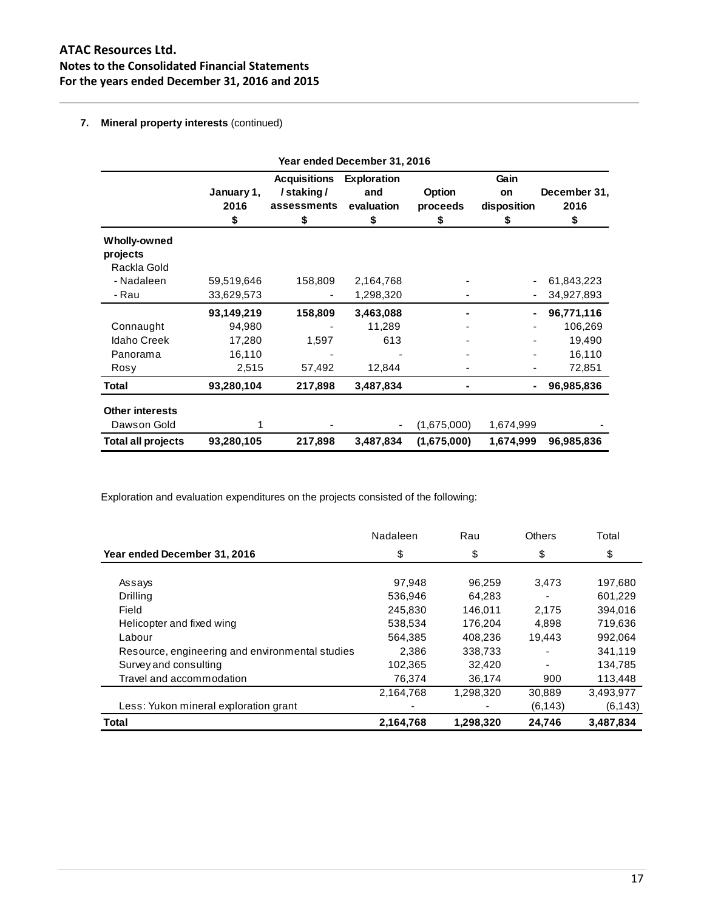**7. Mineral property interests** (continued)

| Year ended December 31, 2016 | | | | | | |
|---|---|---|---|---|---|---|
| | January 1, 2016 $ | Acquisitions / staking / assessments $ | Exploration and evaluation $ | Option proceeds $ | Gain on disposition $ | December 31, 2016 $ |
| **Wholly-owned projects** | | | | | | |
| Rackla Gold | | | | | | |
| - Nadaleen | 59,519,646 | 158,809 | 2,164,768 | - | - | 61,843,223 |
| - Rau | 33,629,573 | - | 1,298,320 | - | - | 34,927,893 |
| | **93,149,219** | **158,809** | **3,463,088** | **-** | **-** | **96,771,116** |
| Connaught | 94,980 | - | 11,289 | - | - | 106,269 |
| Idaho Creek | 17,280 | 1,597 | 613 | - | - | 19,490 |
| Panorama | 16,110 | - | - | - | - | 16,110 |
| Rosy | 2,515 | 57,492 | 12,844 | - | - | 72,851 |
| **Total** | **93,280,104** | **217,898** | **3,487,834** | **-** | **-** | **96,985,836** |
| **Other interests** | | | | | | |
| Dawson Gold | 1 | - | - | (1,675,000) | 1,674,999 | - |
| **Total all projects** | **93,280,105** | **217,898** | **3,487,834** | **(1,675,000)** | **1,674,999** | **96,985,836** |

Exploration and evaluation expenditures on the projects consisted of the following:

| Year ended December 31, 2016 | Nadaleen $ | Rau $ | Others $ | Total $ |
|---|---|---|---|---|
| Assays | 97,948 | 96,259 | 3,473 | 197,680 |
| Drilling | 536,946 | 64,283 | - | 601,229 |
| Field | 245,830 | 146,011 | 2,175 | 394,016 |
| Helicopter and fixed wing | 538,534 | 176,204 | 4,898 | 719,636 |
| Labour | 564,385 | 408,236 | 19,443 | 992,064 |
| Resource, engineering and environmental studies | 2,386 | 338,733 | - | 341,119 |
| Survey and consulting | 102,365 | 32,420 | - | 134,785 |
| Travel and accommodation | 76,374 | 36,174 | 900 | 113,448 |
| | 2,164,768 | 1,298,320 | 30,889 | 3,493,977 |
| Less: Yukon mineral exploration grant | - | - | (6,143) | (6,143) |
| **Total** | **2,164,768** | **1,298,320** | **24,746** | **3,487,834** |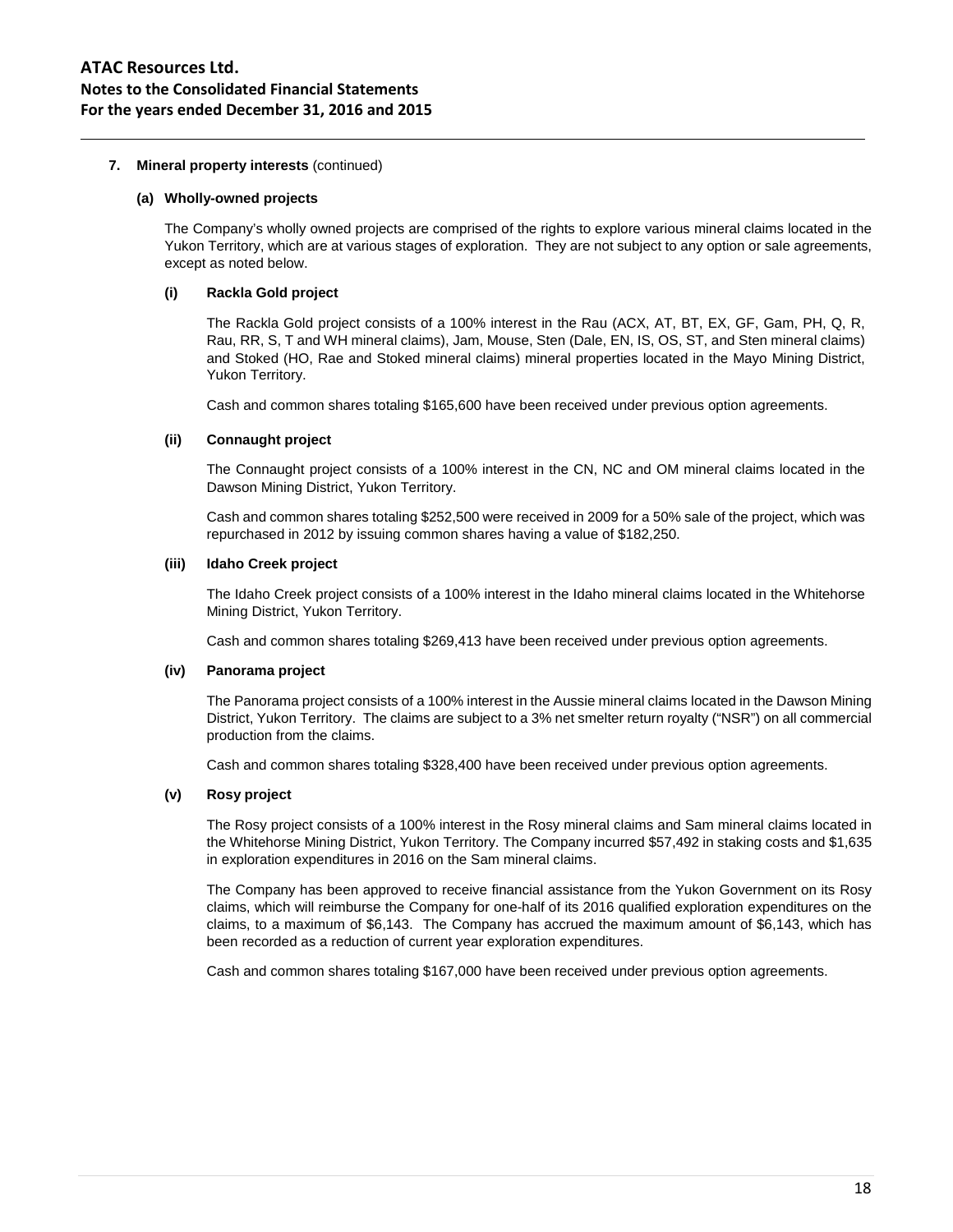**7. Mineral property interests** (continued)

**(a) Wholly-owned projects**

The Company's wholly owned projects are comprised of the rights to explore various mineral claims located in the Yukon Territory, which are at various stages of exploration. They are not subject to any option or sale agreements, except as noted below.

**(i) Rackla Gold project**

The Rackla Gold project consists of a 100% interest in the Rau (ACX, AT, BT, EX, GF, Gam, PH, Q, R, Rau, RR, S, T and WH mineral claims), Jam, Mouse, Sten (Dale, EN, IS, OS, ST, and Sten mineral claims) and Stoked (HO, Rae and Stoked mineral claims) mineral properties located in the Mayo Mining District, Yukon Territory.

Cash and common shares totaling $165,600 have been received under previous option agreements.

**(ii) Connaught project**

The Connaught project consists of a 100% interest in the CN, NC and OM mineral claims located in the Dawson Mining District, Yukon Territory.

Cash and common shares totaling $252,500 were received in 2009 for a 50% sale of the project, which was repurchased in 2012 by issuing common shares having a value of $182,250.

**(iii) Idaho Creek project**

The Idaho Creek project consists of a 100% interest in the Idaho mineral claims located in the Whitehorse Mining District, Yukon Territory.

Cash and common shares totaling $269,413 have been received under previous option agreements.

**(iv) Panorama project**

The Panorama project consists of a 100% interest in the Aussie mineral claims located in the Dawson Mining District, Yukon Territory. The claims are subject to a 3% net smelter return royalty ("NSR") on all commercial production from the claims.

Cash and common shares totaling $328,400 have been received under previous option agreements.

**(v) Rosy project**

The Rosy project consists of a 100% interest in the Rosy mineral claims and Sam mineral claims located in the Whitehorse Mining District, Yukon Territory. The Company incurred $57,492 in staking costs and $1,635 in exploration expenditures in 2016 on the Sam mineral claims.

The Company has been approved to receive financial assistance from the Yukon Government on its Rosy claims, which will reimburse the Company for one-half of its 2016 qualified exploration expenditures on the claims, to a maximum of $6,143. The Company has accrued the maximum amount of $6,143, which has been recorded as a reduction of current year exploration expenditures.

Cash and common shares totaling $167,000 have been received under previous option agreements.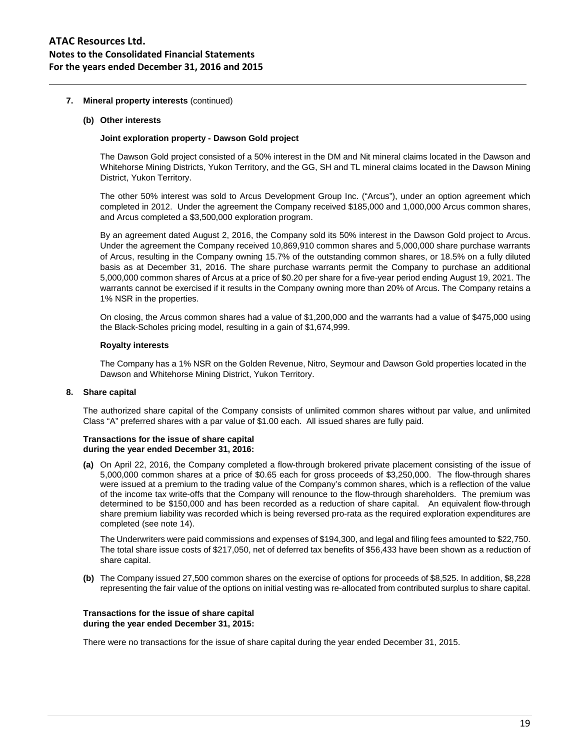## 7. Mineral property interests (continued)

### (b) Other interests

**Joint exploration property - Dawson Gold project**

The Dawson Gold project consisted of a 50% interest in the DM and Nit mineral claims located in the Dawson and Whitehorse Mining Districts, Yukon Territory, and the GG, SH and TL mineral claims located in the Dawson Mining District, Yukon Territory.

The other 50% interest was sold to Arcus Development Group Inc. ("Arcus"), under an option agreement which completed in 2012. Under the agreement the Company received $185,000 and 1,000,000 Arcus common shares, and Arcus completed a $3,500,000 exploration program.

By an agreement dated August 2, 2016, the Company sold its 50% interest in the Dawson Gold project to Arcus. Under the agreement the Company received 10,869,910 common shares and 5,000,000 share purchase warrants of Arcus, resulting in the Company owning 15.7% of the outstanding common shares, or 18.5% on a fully diluted basis as at December 31, 2016. The share purchase warrants permit the Company to purchase an additional 5,000,000 common shares of Arcus at a price of $0.20 per share for a five-year period ending August 19, 2021. The warrants cannot be exercised if it results in the Company owning more than 20% of Arcus. The Company retains a 1% NSR in the properties.

On closing, the Arcus common shares had a value of $1,200,000 and the warrants had a value of $475,000 using the Black-Scholes pricing model, resulting in a gain of $1,674,999.

**Royalty interests**

The Company has a 1% NSR on the Golden Revenue, Nitro, Seymour and Dawson Gold properties located in the Dawson and Whitehorse Mining District, Yukon Territory.

## 8. Share capital

The authorized share capital of the Company consists of unlimited common shares without par value, and unlimited Class "A" preferred shares with a par value of $1.00 each. All issued shares are fully paid.

**Transactions for the issue of share capital during the year ended December 31, 2016:**

**(a)** On April 22, 2016, the Company completed a flow-through brokered private placement consisting of the issue of 5,000,000 common shares at a price of $0.65 each for gross proceeds of $3,250,000. The flow-through shares were issued at a premium to the trading value of the Company's common shares, which is a reflection of the value of the income tax write-offs that the Company will renounce to the flow-through shareholders. The premium was determined to be $150,000 and has been recorded as a reduction of share capital. An equivalent flow-through share premium liability was recorded which is being reversed pro-rata as the required exploration expenditures are completed (see note 14).

The Underwriters were paid commissions and expenses of $194,300, and legal and filing fees amounted to $22,750. The total share issue costs of $217,050, net of deferred tax benefits of $56,433 have been shown as a reduction of share capital.

**(b)** The Company issued 27,500 common shares on the exercise of options for proceeds of $8,525. In addition, $8,228 representing the fair value of the options on initial vesting was re-allocated from contributed surplus to share capital.

**Transactions for the issue of share capital during the year ended December 31, 2015:**

There were no transactions for the issue of share capital during the year ended December 31, 2015.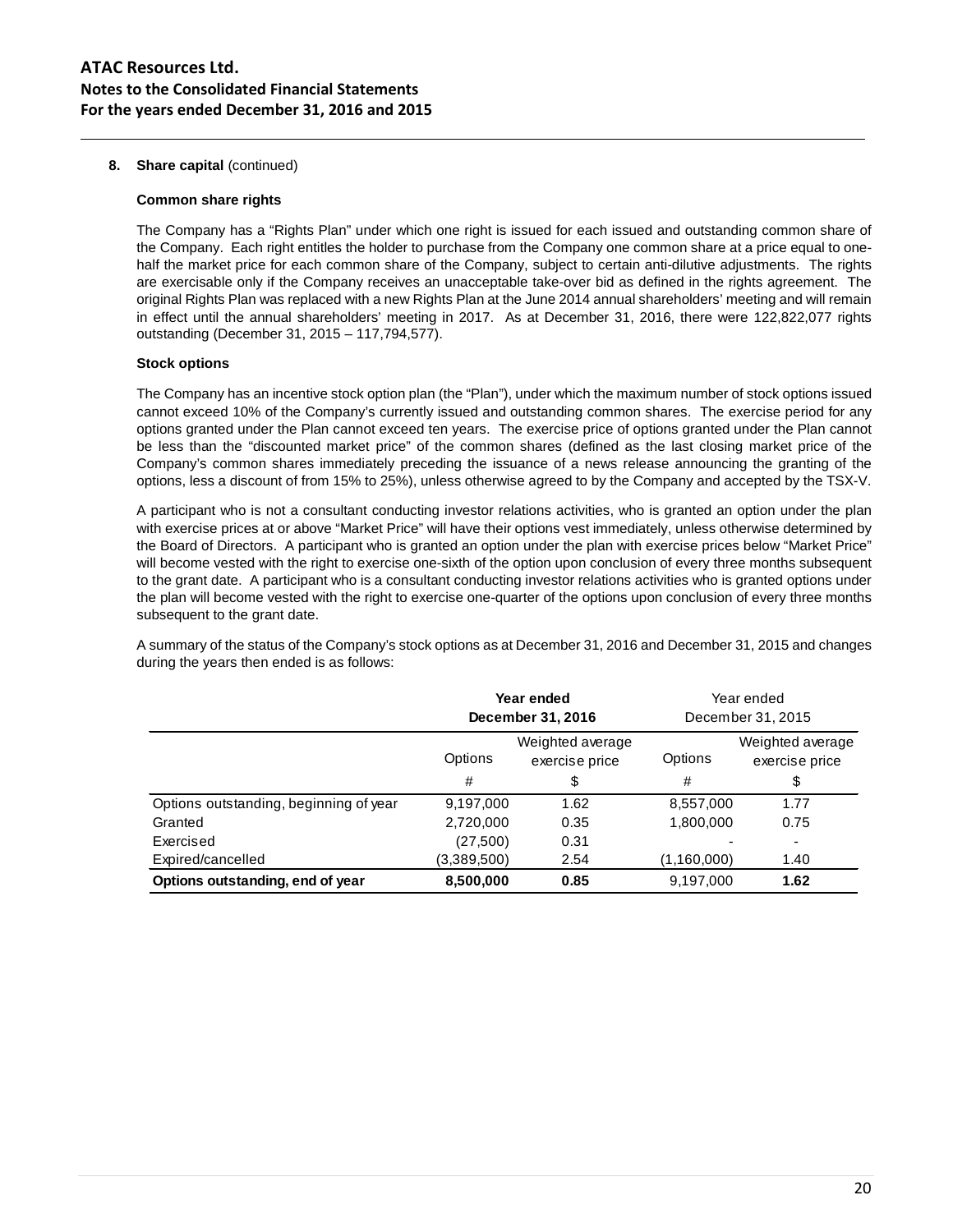**8. Share capital** (continued)

**Common share rights**

The Company has a "Rights Plan" under which one right is issued for each issued and outstanding common share of the Company. Each right entitles the holder to purchase from the Company one common share at a price equal to one-half the market price for each common share of the Company, subject to certain anti-dilutive adjustments. The rights are exercisable only if the Company receives an unacceptable take-over bid as defined in the rights agreement. The original Rights Plan was replaced with a new Rights Plan at the June 2014 annual shareholders' meeting and will remain in effect until the annual shareholders' meeting in 2017. As at December 31, 2016, there were 122,822,077 rights outstanding (December 31, 2015 – 117,794,577).

**Stock options**

The Company has an incentive stock option plan (the "Plan"), under which the maximum number of stock options issued cannot exceed 10% of the Company's currently issued and outstanding common shares. The exercise period for any options granted under the Plan cannot exceed ten years. The exercise price of options granted under the Plan cannot be less than the "discounted market price" of the common shares (defined as the last closing market price of the Company's common shares immediately preceding the issuance of a news release announcing the granting of the options, less a discount of from 15% to 25%), unless otherwise agreed to by the Company and accepted by the TSX-V.

A participant who is not a consultant conducting investor relations activities, who is granted an option under the plan with exercise prices at or above "Market Price" will have their options vest immediately, unless otherwise determined by the Board of Directors. A participant who is granted an option under the plan with exercise prices below "Market Price" will become vested with the right to exercise one-sixth of the option upon conclusion of every three months subsequent to the grant date. A participant who is a consultant conducting investor relations activities who is granted options under the plan will become vested with the right to exercise one-quarter of the options upon conclusion of every three months subsequent to the grant date.

A summary of the status of the Company's stock options as at December 31, 2016 and December 31, 2015 and changes during the years then ended is as follows:

| | **Year ended December 31, 2016** | | Year ended December 31, 2015 | |
|---|---|---|---|---|
| | Options | Weighted average exercise price | Options | Weighted average exercise price |
| | # | $ | # | $ |
| Options outstanding, beginning of year | 9,197,000 | 1.62 | 8,557,000 | 1.77 |
| Granted | 2,720,000 | 0.35 | 1,800,000 | 0.75 |
| Exercised | (27,500) | 0.31 | - | - |
| Expired/cancelled | (3,389,500) | 2.54 | (1,160,000) | 1.40 |
| **Options outstanding, end of year** | **8,500,000** | **0.85** | 9,197,000 | **1.62** |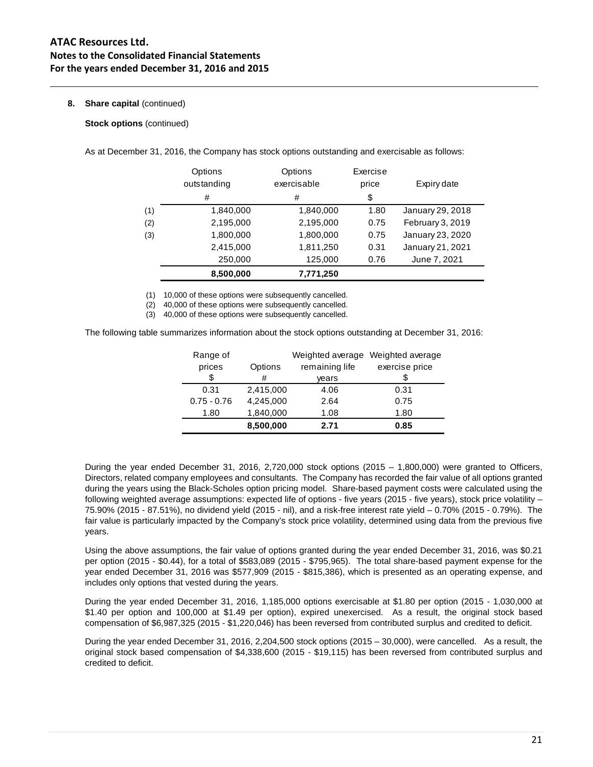**8. Share capital** (continued)

**Stock options** (continued)

As at December 31, 2016, the Company has stock options outstanding and exercisable as follows:

| | Options outstanding | Options exercisable | Exercise price | Expiry date |
|---|---|---|---|---|
| | # | # | $ | |
| (1) | 1,840,000 | 1,840,000 | 1.80 | January 29, 2018 |
| (2) | 2,195,000 | 2,195,000 | 0.75 | February 3, 2019 |
| (3) | 1,800,000 | 1,800,000 | 0.75 | January 23, 2020 |
| | 2,415,000 | 1,811,250 | 0.31 | January 21, 2021 |
| | 250,000 | 125,000 | 0.76 | June 7, 2021 |
| | **8,500,000** | **7,771,250** | | |

(1) 10,000 of these options were subsequently cancelled.
(2) 40,000 of these options were subsequently cancelled.
(3) 40,000 of these options were subsequently cancelled.

The following table summarizes information about the stock options outstanding at December 31, 2016:

| Range of prices | Options | Weighted average remaining life | Weighted average exercise price |
|---|---|---|---|
| $ | # | years | $ |
| 0.31 | 2,415,000 | 4.06 | 0.31 |
| 0.75 - 0.76 | 4,245,000 | 2.64 | 0.75 |
| 1.80 | 1,840,000 | 1.08 | 1.80 |
| | **8,500,000** | **2.71** | **0.85** |

During the year ended December 31, 2016, 2,720,000 stock options (2015 – 1,800,000) were granted to Officers, Directors, related company employees and consultants. The Company has recorded the fair value of all options granted during the years using the Black-Scholes option pricing model. Share-based payment costs were calculated using the following weighted average assumptions: expected life of options - five years (2015 - five years), stock price volatility – 75.90% (2015 - 87.51%), no dividend yield (2015 - nil), and a risk-free interest rate yield – 0.70% (2015 - 0.79%). The fair value is particularly impacted by the Company's stock price volatility, determined using data from the previous five years.

Using the above assumptions, the fair value of options granted during the year ended December 31, 2016, was $0.21 per option (2015 - $0.44), for a total of $583,089 (2015 - $795,965). The total share-based payment expense for the year ended December 31, 2016 was $577,909 (2015 - $815,386), which is presented as an operating expense, and includes only options that vested during the years.

During the year ended December 31, 2016, 1,185,000 options exercisable at $1.80 per option (2015 - 1,030,000 at $1.40 per option and 100,000 at $1.49 per option), expired unexercised. As a result, the original stock based compensation of $6,987,325 (2015 - $1,220,046) has been reversed from contributed surplus and credited to deficit.

During the year ended December 31, 2016, 2,204,500 stock options (2015 – 30,000), were cancelled. As a result, the original stock based compensation of $4,338,600 (2015 - $19,115) has been reversed from contributed surplus and credited to deficit.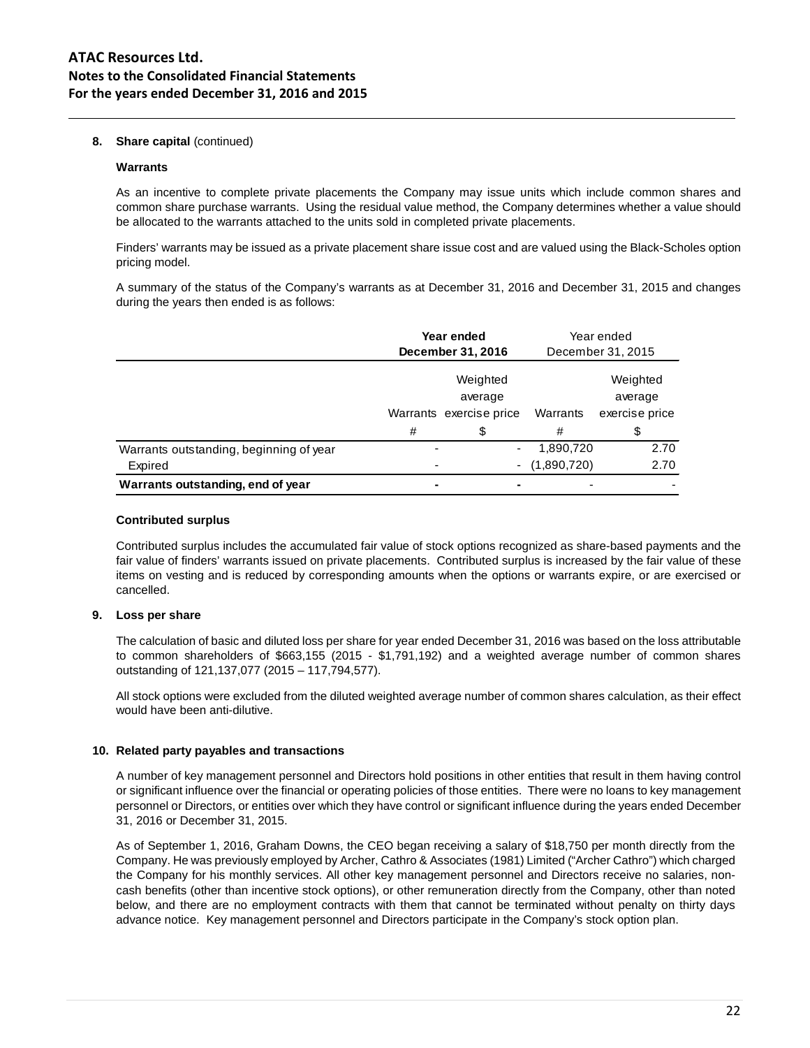**8. Share capital** (continued)

**Warrants**

As an incentive to complete private placements the Company may issue units which include common shares and common share purchase warrants. Using the residual value method, the Company determines whether a value should be allocated to the warrants attached to the units sold in completed private placements.

Finders' warrants may be issued as a private placement share issue cost and are valued using the Black-Scholes option pricing model.

A summary of the status of the Company's warrants as at December 31, 2016 and December 31, 2015 and changes during the years then ended is as follows:

| | **Year ended December 31, 2016** | | Year ended December 31, 2015 | |
|---|---|---|---|---|
| | Warrants | Weighted average exercise price | Warrants | Weighted average exercise price |
| | # | $ | # | $ |
| Warrants outstanding, beginning of year | - | - | 1,890,720 | 2.70 |
| Expired | - | - | (1,890,720) | 2.70 |
| **Warrants outstanding, end of year** | **-** | **-** | - | - |

**Contributed surplus**

Contributed surplus includes the accumulated fair value of stock options recognized as share-based payments and the fair value of finders' warrants issued on private placements. Contributed surplus is increased by the fair value of these items on vesting and is reduced by corresponding amounts when the options or warrants expire, or are exercised or cancelled.

**9. Loss per share**

The calculation of basic and diluted loss per share for year ended December 31, 2016 was based on the loss attributable to common shareholders of $663,155 (2015 - $1,791,192) and a weighted average number of common shares outstanding of 121,137,077 (2015 – 117,794,577).

All stock options were excluded from the diluted weighted average number of common shares calculation, as their effect would have been anti-dilutive.

**10. Related party payables and transactions**

A number of key management personnel and Directors hold positions in other entities that result in them having control or significant influence over the financial or operating policies of those entities. There were no loans to key management personnel or Directors, or entities over which they have control or significant influence during the years ended December 31, 2016 or December 31, 2015.

As of September 1, 2016, Graham Downs, the CEO began receiving a salary of $18,750 per month directly from the Company. He was previously employed by Archer, Cathro & Associates (1981) Limited ("Archer Cathro") which charged the Company for his monthly services. All other key management personnel and Directors receive no salaries, non-cash benefits (other than incentive stock options), or other remuneration directly from the Company, other than noted below, and there are no employment contracts with them that cannot be terminated without penalty on thirty days advance notice. Key management personnel and Directors participate in the Company's stock option plan.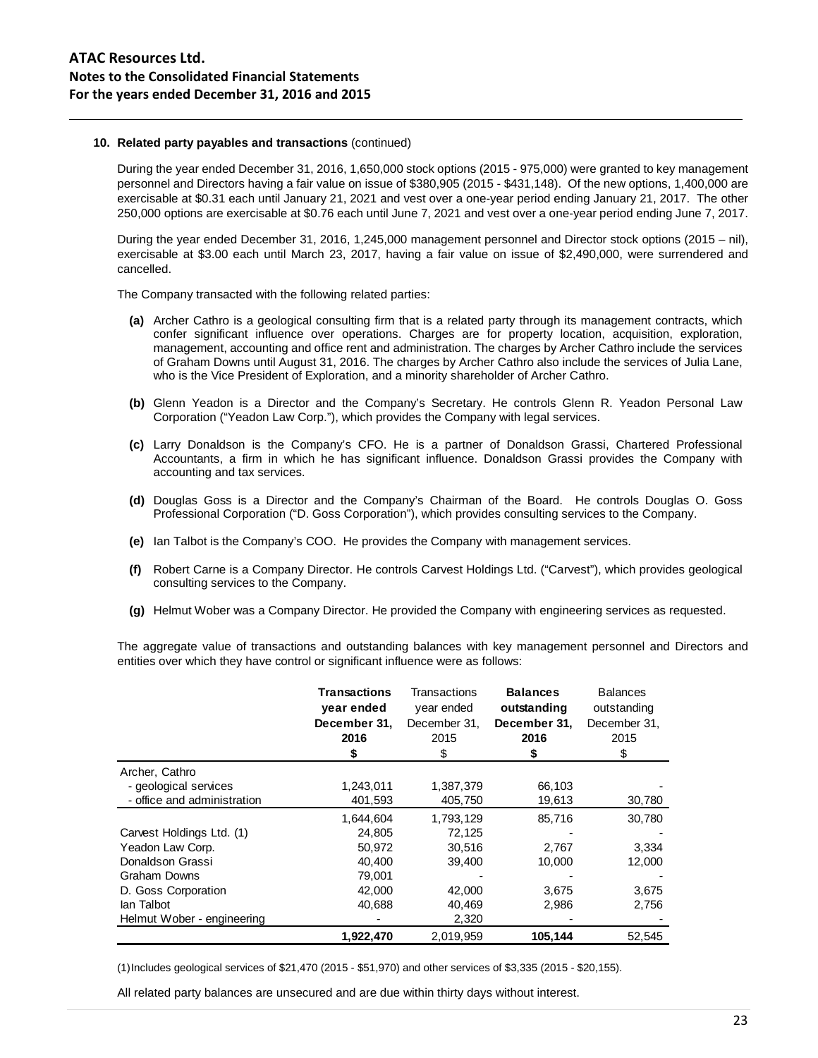**10. Related party payables and transactions** (continued)

During the year ended December 31, 2016, 1,650,000 stock options (2015 - 975,000) were granted to key management personnel and Directors having a fair value on issue of $380,905 (2015 - $431,148). Of the new options, 1,400,000 are exercisable at $0.31 each until January 21, 2021 and vest over a one-year period ending January 21, 2017. The other 250,000 options are exercisable at $0.76 each until June 7, 2021 and vest over a one-year period ending June 7, 2017.

During the year ended December 31, 2016, 1,245,000 management personnel and Director stock options (2015 – nil), exercisable at $3.00 each until March 23, 2017, having a fair value on issue of $2,490,000, were surrendered and cancelled.

The Company transacted with the following related parties:

**(a)** Archer Cathro is a geological consulting firm that is a related party through its management contracts, which confer significant influence over operations. Charges are for property location, acquisition, exploration, management, accounting and office rent and administration. The charges by Archer Cathro include the services of Graham Downs until August 31, 2016. The charges by Archer Cathro also include the services of Julia Lane, who is the Vice President of Exploration, and a minority shareholder of Archer Cathro.

**(b)** Glenn Yeadon is a Director and the Company's Secretary. He controls Glenn R. Yeadon Personal Law Corporation ("Yeadon Law Corp."), which provides the Company with legal services.

**(c)** Larry Donaldson is the Company's CFO. He is a partner of Donaldson Grassi, Chartered Professional Accountants, a firm in which he has significant influence. Donaldson Grassi provides the Company with accounting and tax services.

**(d)** Douglas Goss is a Director and the Company's Chairman of the Board. He controls Douglas O. Goss Professional Corporation ("D. Goss Corporation"), which provides consulting services to the Company.

**(e)** Ian Talbot is the Company's COO. He provides the Company with management services.

**(f)** Robert Carne is a Company Director. He controls Carvest Holdings Ltd. ("Carvest"), which provides geological consulting services to the Company.

**(g)** Helmut Wober was a Company Director. He provided the Company with engineering services as requested.

The aggregate value of transactions and outstanding balances with key management personnel and Directors and entities over which they have control or significant influence were as follows:

| | **Transactions year ended December 31, 2016** | Transactions year ended December 31, 2015 | **Balances outstanding December 31, 2016** | Balances outstanding December 31, 2015 |
|---|---|---|---|---|
| | **$** | $ | **$** | $ |
| Archer, Cathro | | | | |
| - geological services | 1,243,011 | 1,387,379 | 66,103 | - |
| - office and administration | 401,593 | 405,750 | 19,613 | 30,780 |
| | 1,644,604 | 1,793,129 | 85,716 | 30,780 |
| Carvest Holdings Ltd. (1) | 24,805 | 72,125 | - | - |
| Yeadon Law Corp. | 50,972 | 30,516 | 2,767 | 3,334 |
| Donaldson Grassi | 40,400 | 39,400 | 10,000 | 12,000 |
| Graham Downs | 79,001 | - | - | - |
| D. Goss Corporation | 42,000 | 42,000 | 3,675 | 3,675 |
| Ian Talbot | 40,688 | 40,469 | 2,986 | 2,756 |
| Helmut Wober - engineering | - | 2,320 | - | - |
| | **1,922,470** | 2,019,959 | **105,144** | 52,545 |

(1) Includes geological services of $21,470 (2015 - $51,970) and other services of $3,335 (2015 - $20,155).

All related party balances are unsecured and are due within thirty days without interest.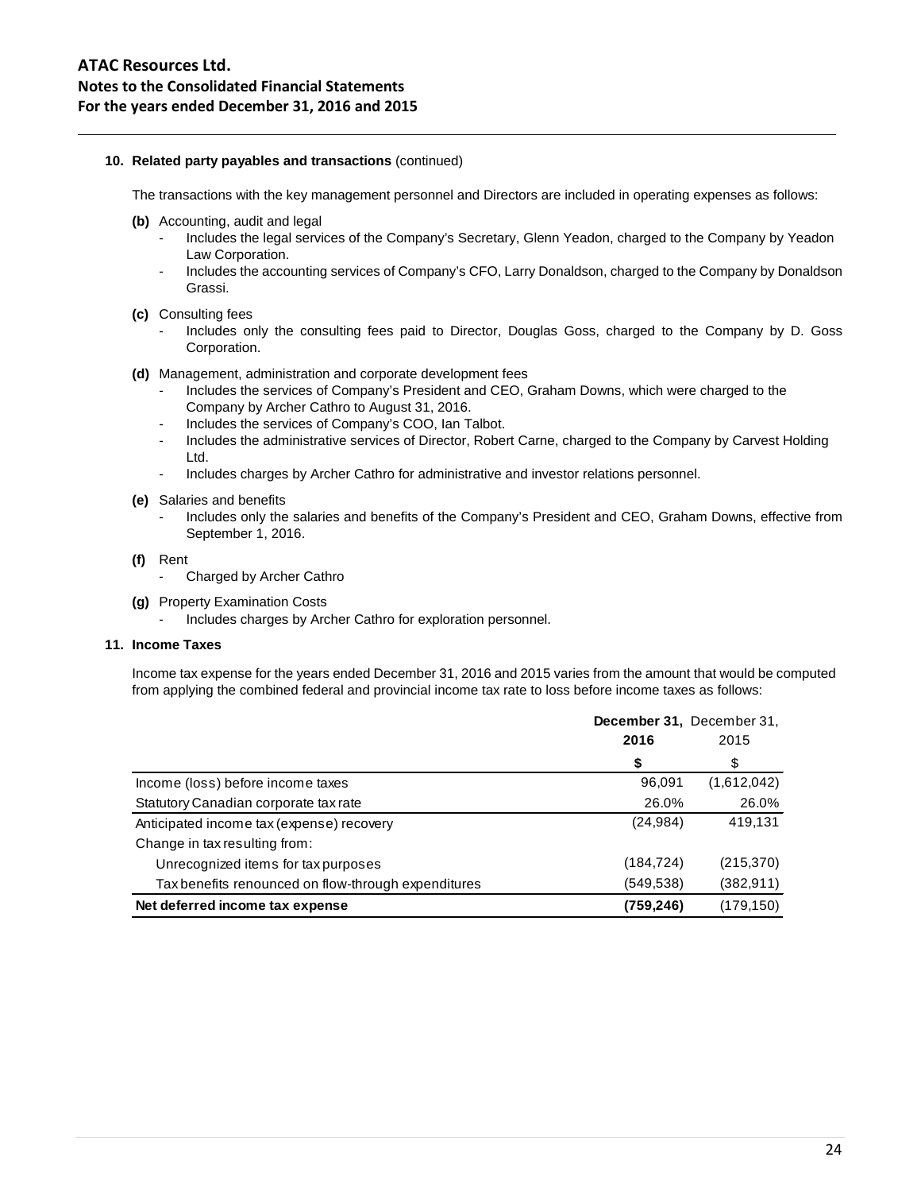**10. Related party payables and transactions** (continued)

The transactions with the key management personnel and Directors are included in operating expenses as follows:

**(b)** Accounting, audit and legal

- Includes the legal services of the Company's Secretary, Glenn Yeadon, charged to the Company by Yeadon Law Corporation.
- Includes the accounting services of Company's CFO, Larry Donaldson, charged to the Company by Donaldson Grassi.

**(c)** Consulting fees

- Includes only the consulting fees paid to Director, Douglas Goss, charged to the Company by D. Goss Corporation.

**(d)** Management, administration and corporate development fees

- Includes the services of Company's President and CEO, Graham Downs, which were charged to the Company by Archer Cathro to August 31, 2016.
- Includes the services of Company's COO, Ian Talbot.
- Includes the administrative services of Director, Robert Carne, charged to the Company by Carvest Holding Ltd.
- Includes charges by Archer Cathro for administrative and investor relations personnel.

**(e)** Salaries and benefits

- Includes only the salaries and benefits of the Company's President and CEO, Graham Downs, effective from September 1, 2016.

**(f)** Rent

- Charged by Archer Cathro

**(g)** Property Examination Costs

- Includes charges by Archer Cathro for exploration personnel.

**11. Income Taxes**

Income tax expense for the years ended December 31, 2016 and 2015 varies from the amount that would be computed from applying the combined federal and provincial income tax rate to loss before income taxes as follows:

| | **December 31, 2016** | December 31, 2015 |
|---|---|---|
| | **\$** | \$ |
| Income (loss) before income taxes | 96,091 | (1,612,042) |
| Statutory Canadian corporate tax rate | 26.0% | 26.0% |
| Anticipated income tax (expense) recovery | (24,984) | 419,131 |
| Change in tax resulting from: | | |
| Unrecognized items for tax purposes | (184,724) | (215,370) |
| Tax benefits renounced on flow-through expenditures | (549,538) | (382,911) |
| **Net deferred income tax expense** | **(759,246)** | (179,150) |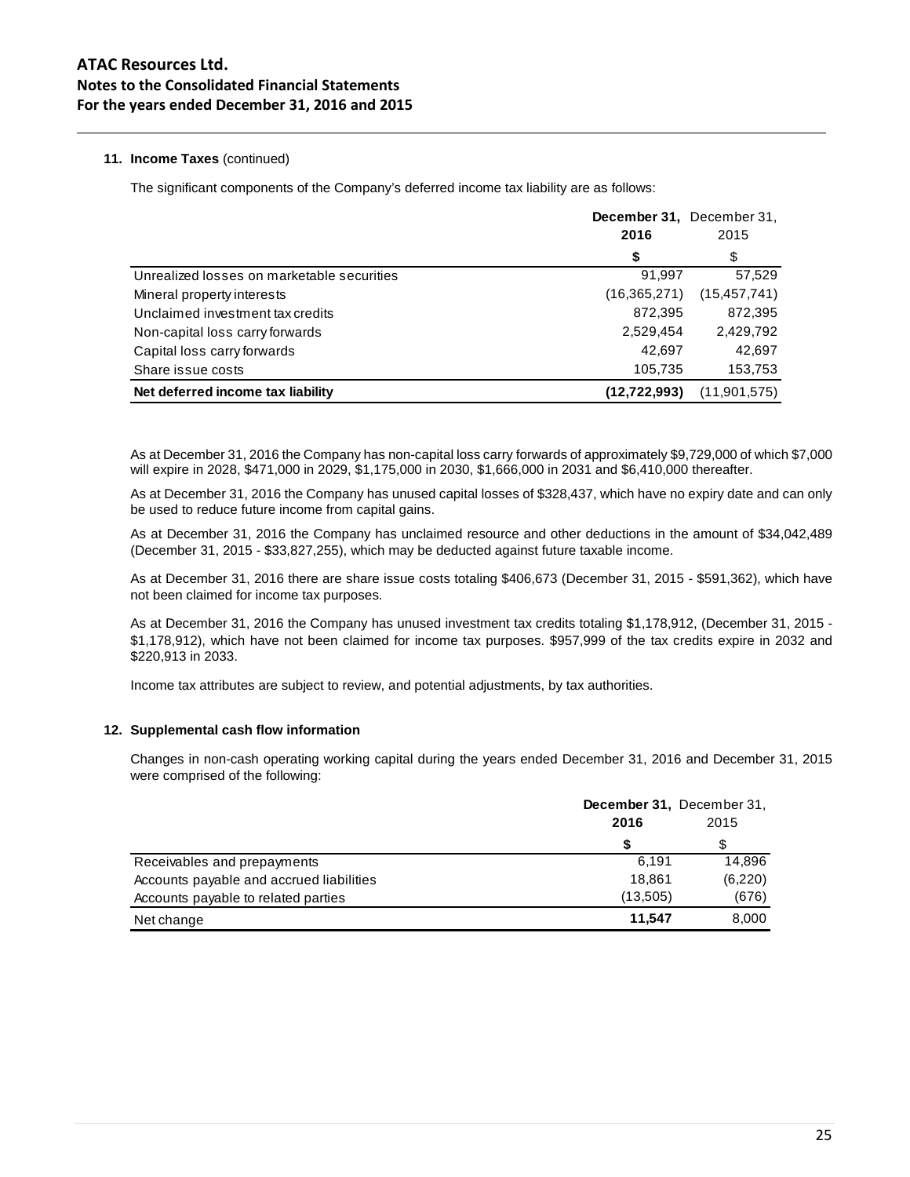ATAC Resources Ltd.
Notes to the Consolidated Financial Statements
For the years ended December 31, 2016 and 2015

**11. Income Taxes** (continued)

The significant components of the Company's deferred income tax liability are as follows:

| | **December 31, 2016** | December 31, 2015 |
|---|---|---|
| | **$** | $ |
| Unrealized losses on marketable securities | 91,997 | 57,529 |
| Mineral property interests | (16,365,271) | (15,457,741) |
| Unclaimed investment tax credits | 872,395 | 872,395 |
| Non-capital loss carry forwards | 2,529,454 | 2,429,792 |
| Capital loss carry forwards | 42,697 | 42,697 |
| Share issue costs | 105,735 | 153,753 |
| **Net deferred income tax liability** | **(12,722,993)** | (11,901,575) |

As at December 31, 2016 the Company has non-capital loss carry forwards of approximately $9,729,000 of which $7,000 will expire in 2028, $471,000 in 2029, $1,175,000 in 2030, $1,666,000 in 2031 and $6,410,000 thereafter.

As at December 31, 2016 the Company has unused capital losses of $328,437, which have no expiry date and can only be used to reduce future income from capital gains.

As at December 31, 2016 the Company has unclaimed resource and other deductions in the amount of $34,042,489 (December 31, 2015 - $33,827,255), which may be deducted against future taxable income.

As at December 31, 2016 there are share issue costs totaling $406,673 (December 31, 2015 - $591,362), which have not been claimed for income tax purposes.

As at December 31, 2016 the Company has unused investment tax credits totaling $1,178,912, (December 31, 2015 - $1,178,912), which have not been claimed for income tax purposes. $957,999 of the tax credits expire in 2032 and $220,913 in 2033.

Income tax attributes are subject to review, and potential adjustments, by tax authorities.

**12. Supplemental cash flow information**

Changes in non-cash operating working capital during the years ended December 31, 2016 and December 31, 2015 were comprised of the following:

| | **December 31, 2016** | December 31, 2015 |
|---|---|---|
| | **$** | $ |
| Receivables and prepayments | 6,191 | 14,896 |
| Accounts payable and accrued liabilities | 18,861 | (6,220) |
| Accounts payable to related parties | (13,505) | (676) |
| Net change | **11,547** | 8,000 |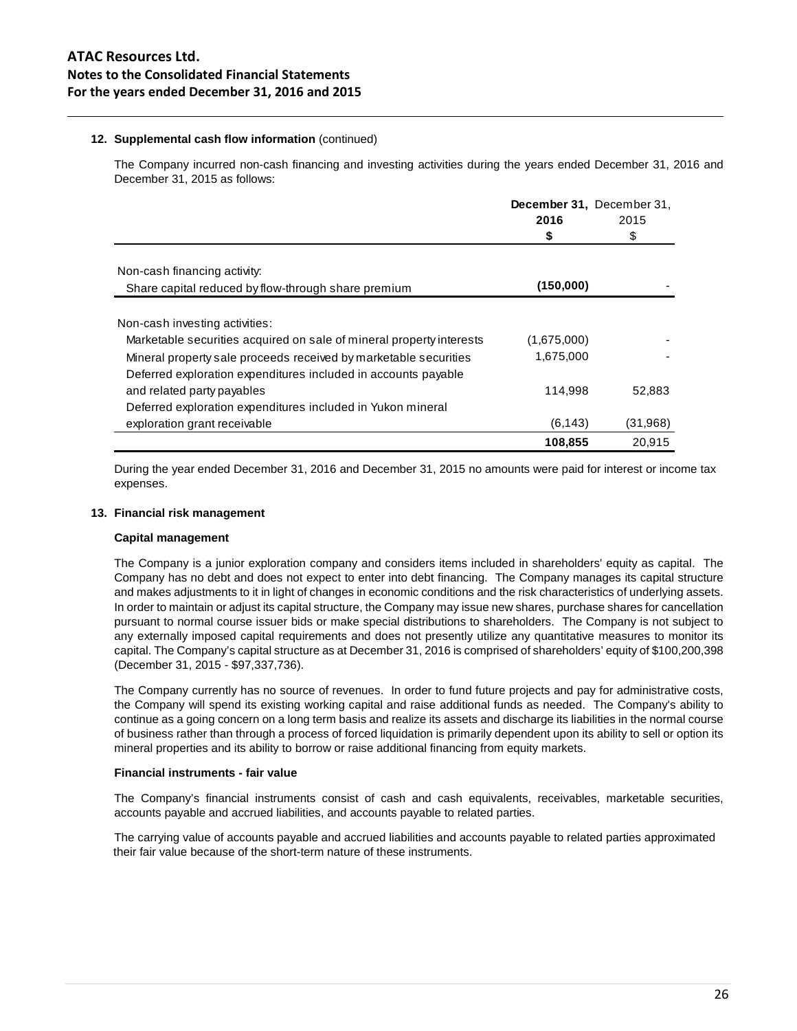**12. Supplemental cash flow information** (continued)

The Company incurred non-cash financing and investing activities during the years ended December 31, 2016 and December 31, 2015 as follows:

| | **December 31, 2016** **$** | December 31, 2015 $ |
|---|---|---|
| Non-cash financing activity: | | |
| Share capital reduced by flow-through share premium | **(150,000)** | - |
| Non-cash investing activities: | | |
| Marketable securities acquired on sale of mineral property interests | (1,675,000) | - |
| Mineral property sale proceeds received by marketable securities | 1,675,000 | - |
| Deferred exploration expenditures included in accounts payable and related party payables | 114,998 | 52,883 |
| Deferred exploration expenditures included in Yukon mineral exploration grant receivable | (6,143) | (31,968) |
| | **108,855** | 20,915 |

During the year ended December 31, 2016 and December 31, 2015 no amounts were paid for interest or income tax expenses.

**13. Financial risk management**

**Capital management**

The Company is a junior exploration company and considers items included in shareholders' equity as capital. The Company has no debt and does not expect to enter into debt financing. The Company manages its capital structure and makes adjustments to it in light of changes in economic conditions and the risk characteristics of underlying assets. In order to maintain or adjust its capital structure, the Company may issue new shares, purchase shares for cancellation pursuant to normal course issuer bids or make special distributions to shareholders. The Company is not subject to any externally imposed capital requirements and does not presently utilize any quantitative measures to monitor its capital. The Company's capital structure as at December 31, 2016 is comprised of shareholders' equity of $100,200,398 (December 31, 2015 - $97,337,736).

The Company currently has no source of revenues. In order to fund future projects and pay for administrative costs, the Company will spend its existing working capital and raise additional funds as needed. The Company's ability to continue as a going concern on a long term basis and realize its assets and discharge its liabilities in the normal course of business rather than through a process of forced liquidation is primarily dependent upon its ability to sell or option its mineral properties and its ability to borrow or raise additional financing from equity markets.

**Financial instruments - fair value**

The Company's financial instruments consist of cash and cash equivalents, receivables, marketable securities, accounts payable and accrued liabilities, and accounts payable to related parties.

The carrying value of accounts payable and accrued liabilities and accounts payable to related parties approximated their fair value because of the short-term nature of these instruments.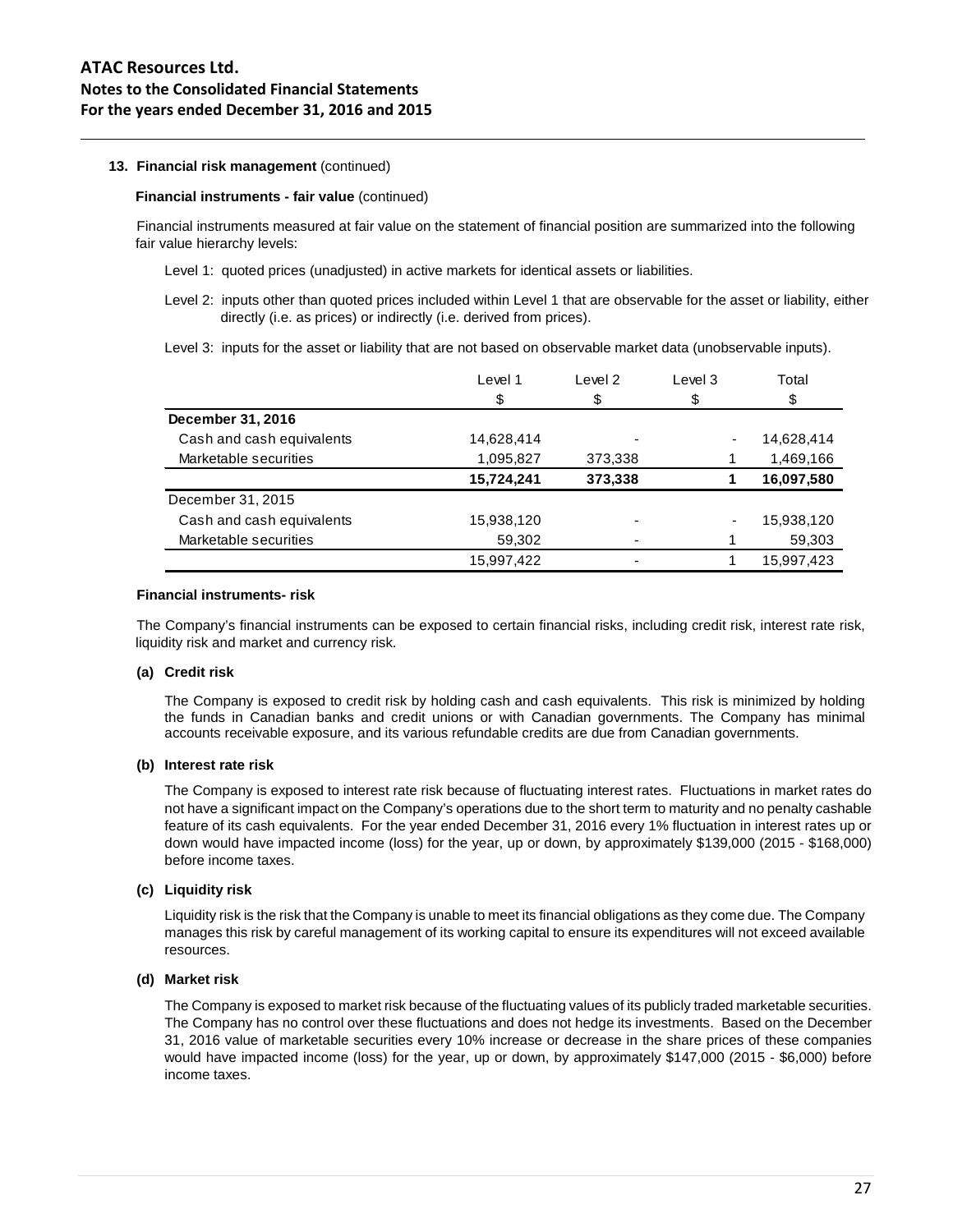## 13. Financial risk management (continued)

### Financial instruments - fair value (continued)

Financial instruments measured at fair value on the statement of financial position are summarized into the following fair value hierarchy levels:

Level 1: quoted prices (unadjusted) in active markets for identical assets or liabilities.

Level 2: inputs other than quoted prices included within Level 1 that are observable for the asset or liability, either directly (i.e. as prices) or indirectly (i.e. derived from prices).

Level 3: inputs for the asset or liability that are not based on observable market data (unobservable inputs).

| | Level 1 | Level 2 | Level 3 | Total |
|---|---|---|---|---|
| | $ | $ | $ | $ |
| **December 31, 2016** | | | | |
| Cash and cash equivalents | 14,628,414 | - | - | 14,628,414 |
| Marketable securities | 1,095,827 | 373,338 | 1 | 1,469,166 |
| | **15,724,241** | **373,338** | **1** | **16,097,580** |
| December 31, 2015 | | | | |
| Cash and cash equivalents | 15,938,120 | - | - | 15,938,120 |
| Marketable securities | 59,302 | - | 1 | 59,303 |
| | 15,997,422 | - | 1 | 15,997,423 |

### Financial instruments- risk

The Company's financial instruments can be exposed to certain financial risks, including credit risk, interest rate risk, liquidity risk and market and currency risk.

#### (a) Credit risk

The Company is exposed to credit risk by holding cash and cash equivalents. This risk is minimized by holding the funds in Canadian banks and credit unions or with Canadian governments. The Company has minimal accounts receivable exposure, and its various refundable credits are due from Canadian governments.

#### (b) Interest rate risk

The Company is exposed to interest rate risk because of fluctuating interest rates. Fluctuations in market rates do not have a significant impact on the Company's operations due to the short term to maturity and no penalty cashable feature of its cash equivalents. For the year ended December 31, 2016 every 1% fluctuation in interest rates up or down would have impacted income (loss) for the year, up or down, by approximately $139,000 (2015 - $168,000) before income taxes.

#### (c) Liquidity risk

Liquidity risk is the risk that the Company is unable to meet its financial obligations as they come due. The Company manages this risk by careful management of its working capital to ensure its expenditures will not exceed available resources.

#### (d) Market risk

The Company is exposed to market risk because of the fluctuating values of its publicly traded marketable securities. The Company has no control over these fluctuations and does not hedge its investments. Based on the December 31, 2016 value of marketable securities every 10% increase or decrease in the share prices of these companies would have impacted income (loss) for the year, up or down, by approximately $147,000 (2015 - $6,000) before income taxes.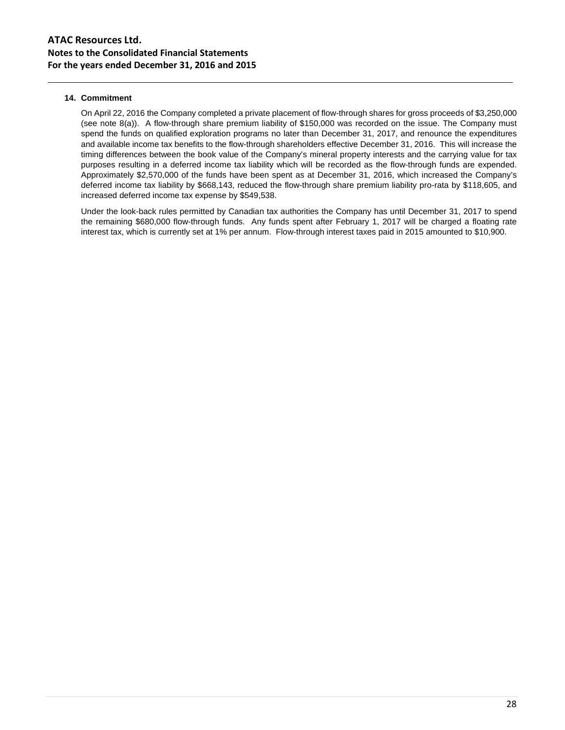## 14. Commitment

On April 22, 2016 the Company completed a private placement of flow-through shares for gross proceeds of $3,250,000 (see note 8(a)). A flow-through share premium liability of $150,000 was recorded on the issue. The Company must spend the funds on qualified exploration programs no later than December 31, 2017, and renounce the expenditures and available income tax benefits to the flow-through shareholders effective December 31, 2016. This will increase the timing differences between the book value of the Company's mineral property interests and the carrying value for tax purposes resulting in a deferred income tax liability which will be recorded as the flow-through funds are expended. Approximately $2,570,000 of the funds have been spent as at December 31, 2016, which increased the Company's deferred income tax liability by $668,143, reduced the flow-through share premium liability pro-rata by $118,605, and increased deferred income tax expense by $549,538.

Under the look-back rules permitted by Canadian tax authorities the Company has until December 31, 2017 to spend the remaining $680,000 flow-through funds. Any funds spent after February 1, 2017 will be charged a floating rate interest tax, which is currently set at 1% per annum. Flow-through interest taxes paid in 2015 amounted to $10,900.